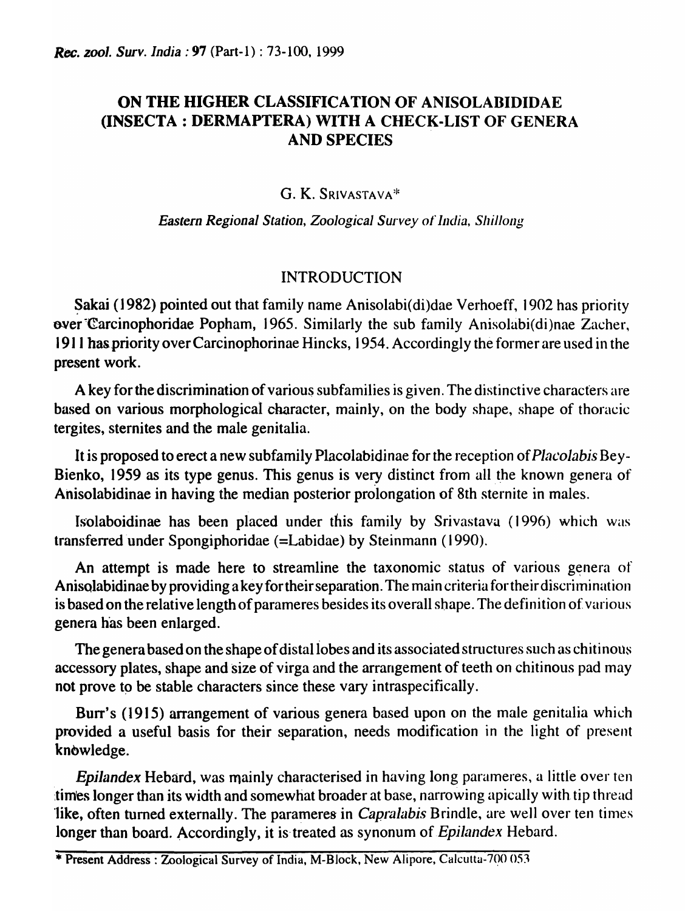# ON THE HIGHER CLASSIFICATION OF ANISOLABIDIDAE (INSECTA : DERMAPTERA) WITH A CHECK-LIST OF GENERA AND SPECIES

G. K. SRIVASTAVA*

*Eastern Regional Station, Zoological Survey of India, Shillong*

## INTRODUCTION

Sakai (1982) pointed out that family name Anisolabi(di)dae Verhoeff, 1902 has priority over Carcinophoridae Popham, 1965. Similarly the sub family Anisolabi(di)nae Zacher, 1911 has priority over Carcinophorinae Hincks, 1954. Accordingly the former are used in the present work.

A key for the discrimination of various subfamilies is given. The distinctive characters are based on various morphological character, mainly, on the body shape, shape of thoracic tergites, sternites and the male genitalia.

It is proposed to erect a new subfamily Placolabidinae for the reception of *Placolabis* Bey-Bienko, 1959 as its type genus. This genus is very distinct from all the known genera of Anisolabidinae in having the median posterior prolongation of 8th sternite in males.

Isolaboidinae has been placed under this family by Srivastava (1996) which was transferred under Spongiphoridae (=Labidae) by Steinmann (1990).

An attempt is made here to streamline the taxonomic status of various genera of Anisolabidinae by providing a key for their separation. The main criteria for their discrimination is based on the relative length of parameres besides its overall shape. The definition of various genera has been enlarged.

The genera based on the shape of distal lobes and its associated structures such as chitinous accessory plates, shape and size of virga and the arrangement of teeth on chitinous pad may not prove to be stable characters since these vary intraspecifically.

Burr's (1915) arrangement of various genera based upon on the male genitalia which provided a useful basis for their separation, needs modification in the light of present knowledge.

*Epilandex* Hebard, was mainly characterised in having long parameres, a little over ten times longer than its width and somewhat broader at base, narrowing apically with tip thread like, often turned externally. The parameres in *Capralabis* Brindle, are well over ten times longer than board. Accordingly, it is treated as synonum of *Epilandex* Hebard.

---

* Present Address : Zoological Survey of India, M-Block, New Alipore, Calcutta-700 053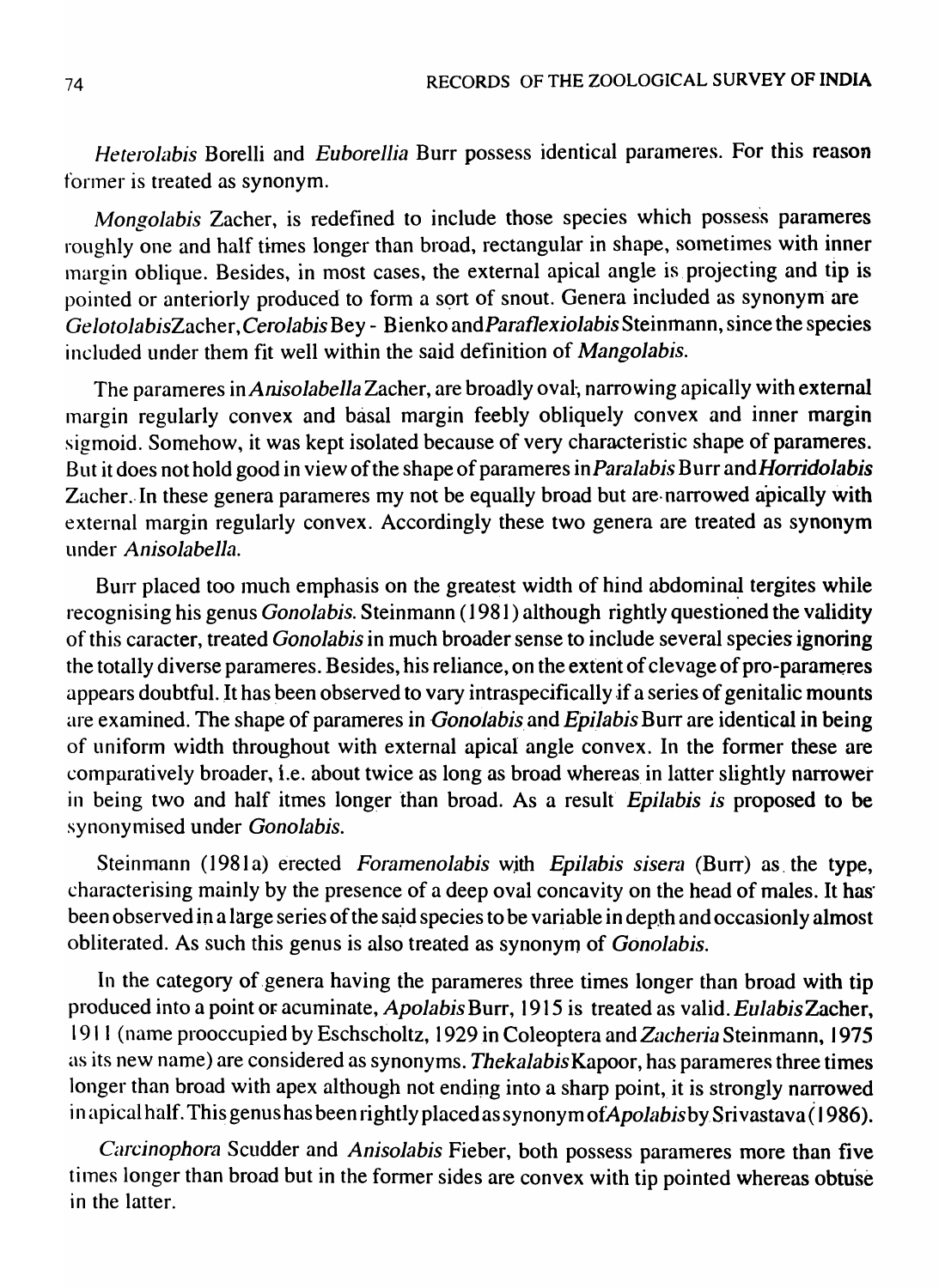*Heterolabis* Borelli and *Euborellia* Burr possess identical parameres. For this reason former is treated as synonym.

*Mongolabis* Zacher, is redefined to include those species which possess parameres roughly one and half times longer than broad, rectangular in shape, sometimes with inner margin oblique. Besides, in most cases, the external apical angle is projecting and tip is pointed or anteriorly produced to form a sort of snout. Genera included as synonym are *Gelotolabis*Zacher, *Cerolabis* Bey - Bienko and *Paraflexiolabis* Steinmann, since the species included under them fit well within the said definition of *Mangolabis*.

The parameres in *Anisolabella* Zacher, are broadly oval, narrowing apically with external margin regularly convex and basal margin feebly obliquely convex and inner margin sigmoid. Somehow, it was kept isolated because of very characteristic shape of parameres. But it does not hold good in view of the shape of parameres in *Paralabis* Burr and *Horridolabis* Zacher. In these genera parameres my not be equally broad but are narrowed apically with external margin regularly convex. Accordingly these two genera are treated as synonym under *Anisolabella*.

Burr placed too much emphasis on the greatest width of hind abdominal tergites while recognising his genus *Gonolabis*. Steinmann (1981) although rightly questioned the validity of this caracter, treated *Gonolabis* in much broader sense to include several species ignoring the totally diverse parameres. Besides, his reliance, on the extent of clevage of pro-parameres appears doubtful. It has been observed to vary intraspecifically if a series of genitalic mounts are examined. The shape of parameres in *Gonolabis* and *Epilabis* Burr are identical in being of uniform width throughout with external apical angle convex. In the former these are comparatively broader, i.e. about twice as long as broad whereas in latter slightly narrower in being two and half itmes longer than broad. As a result *Epilabis is* proposed to be synonymised under *Gonolabis*.

Steinmann (1981a) erected *Foramenolabis* with *Epilabis sisera* (Burr) as the type, characterising mainly by the presence of a deep oval concavity on the head of males. It has been observed in a large series of the said species to be variable in depth and occasionly almost obliterated. As such this genus is also treated as synonym of *Gonolabis*.

In the category of genera having the parameres three times longer than broad with tip produced into a point or acuminate, *Apolabis* Burr, 1915 is treated as valid. *Eulabis* Zacher, 1911 (name prooccupied by Eschscholtz, 1929 in Coleoptera and *Zacheria* Steinmann, 1975 as its new name) are considered as synonyms. *Thekalabis* Kapoor, has parameres three times longer than broad with apex although not ending into a sharp point, it is strongly narrowed in apical half. This genus has been rightly placed as synonym of *Apolabis* by Srivastava (1986).

*Carcinophora* Scudder and *Anisolabis* Fieber, both possess parameres more than five times longer than broad but in the former sides are convex with tip pointed whereas obtuse in the latter.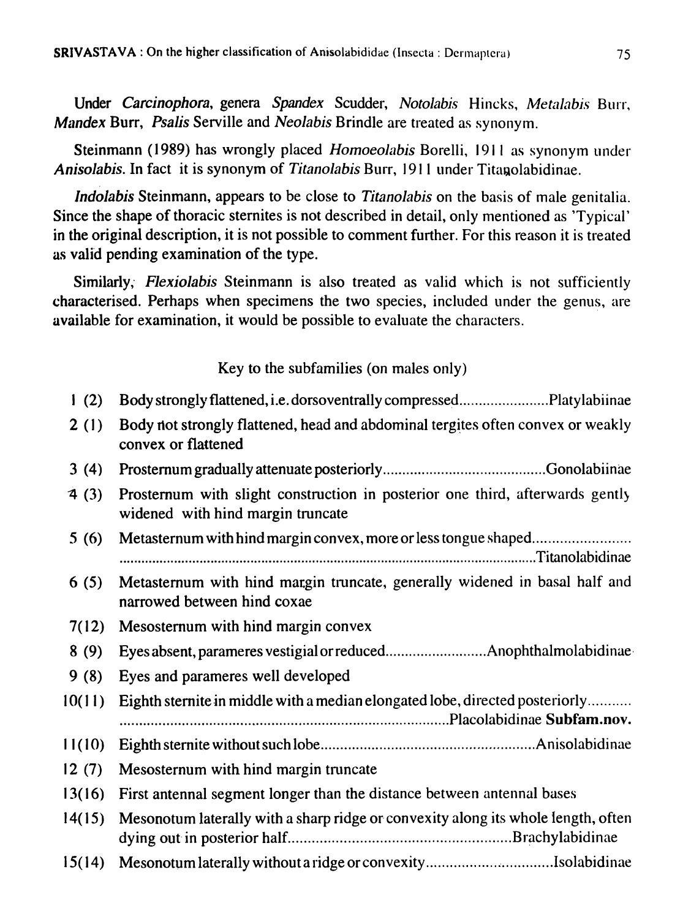Under *Carcinophora*, genera *Spandex* Scudder, *Notolabis* Hincks, *Metalabis* Burr, *Mandex* Burr, *Psalis* Serville and *Neolabis* Brindle are treated as synonym.

Steinmann (1989) has wrongly placed *Homoeolabis* Borelli, 1911 as synonym under *Anisolabis*. In fact it is synonym of *Titanolabis* Burr, 1911 under Titanolabidinae.

*Indolabis* Steinmann, appears to be close to *Titanolabis* on the basis of male genitalia. Since the shape of thoracic sternites is not described in detail, only mentioned as 'Typical' in the original description, it is not possible to comment further. For this reason it is treated as valid pending examination of the type.

Similarly, *Flexiolabis* Steinmann is also treated as valid which is not sufficiently characterised. Perhaps when specimens the two species, included under the genus, are available for examination, it would be possible to evaluate the characters.

## Key to the subfamilies (on males only)

1 (2) Body strongly flattened, i.e. dorsoventrally compressed....................... Platylabiinae

2 (1) Body not strongly flattened, head and abdominal tergites often convex or weakly convex or flattened

3 (4) Prosternum gradually attenuate posteriorly......................................... Gonolabiinae

4 (3) Prosternum with slight construction in posterior one third, afterwards gently widened with hind margin truncate

5 (6) Metasternum with hind margin convex, more or less tongue shaped........................................................................................................ Titanolabidinae

6 (5) Metasternum with hind margin truncate, generally widened in basal half and narrowed between hind coxae

7(12) Mesosternum with hind margin convex

8 (9) Eyes absent, parameres vestigial or reduced.......................... Anophthalmolabidinae

9 (8) Eyes and parameres well developed

10(11) Eighth sternite in middle with a median elongated lobe, directed posteriorly........................................................................................ Placolabidinae **Subfam.nov.**

11(10) Eighth sternite without such lobe....................................................... Anisolabidinae

12 (7) Mesosternum with hind margin truncate

13(16) First antennal segment longer than the distance between antennal bases

14(15) Mesonotum laterally with a sharp ridge or convexity along its whole length, often dying out in posterior half........................................................ Brachylabidinae

15(14) Mesonotum laterally without a ridge or convexity................................ Isolabidinae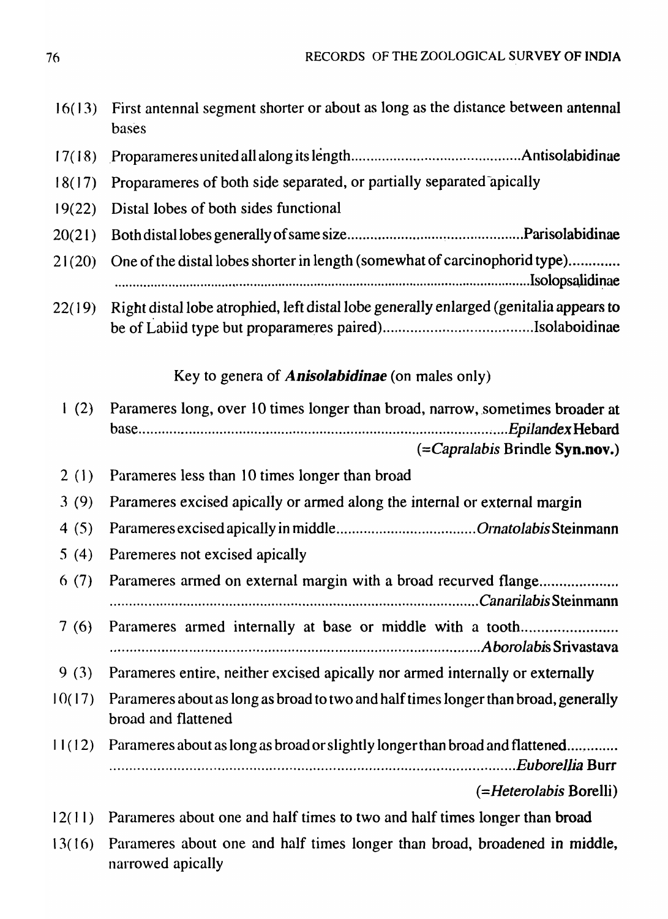16(13) First antennal segment shorter or about as long as the distance between antennal bases

17(18) Proparameres united all along its length............................................Antisolabidinae

18(17) Proparameres of both side separated, or partially separated apically

19(22) Distal lobes of both sides functional

20(21) Both distal lobes generally of same size.............................................Parisolabidinae

21(20) One of the distal lobes shorter in length (somewhat of carcinophorid type).............
...................................................................................................................Isolopsalidinae

22(19) Right distal lobe atrophied, left distal lobe generally enlarged (genitalia appears to be of Labiid type but proparameres paired).......................................Isolaboidinae

Key to genera of ***Anisolabidinae*** (on males only)

1 (2) Parameres long, over 10 times longer than broad, narrow, sometimes broader at base.................................................................................................*Epilandex* Hebard
(=*Capralabis* Brindle **Syn.nov.**)

2 (1) Parameres less than 10 times longer than broad

3 (9) Parameres excised apically or armed along the internal or external margin

4 (5) Parameres excised apically in middle....................................*Ornatolabis* Steinmann

5 (4) Paremeres not excised apically

6 (7) Parameres armed on external margin with a broad recurved flange....................
.................................................................................................*Canarilabis* Steinmann

7 (6) Parameres armed internally at base or middle with a tooth........................
...............................................................................................*Aborolabis* Srivastava

9 (3) Parameres entire, neither excised apically nor armed internally or externally

10(17) Parameres about as long as broad to two and half times longer than broad, generally broad and flattened

11(12) Parameres about as long as broad or slightly longer than broad and flattened.............
..........................................................................................................*Euborellia* Burr
(=*Heterolabis* Borelli)

12(11) Parameres about one and half times to two and half times longer than broad

13(16) Parameres about one and half times longer than broad, broadened in middle, narrowed apically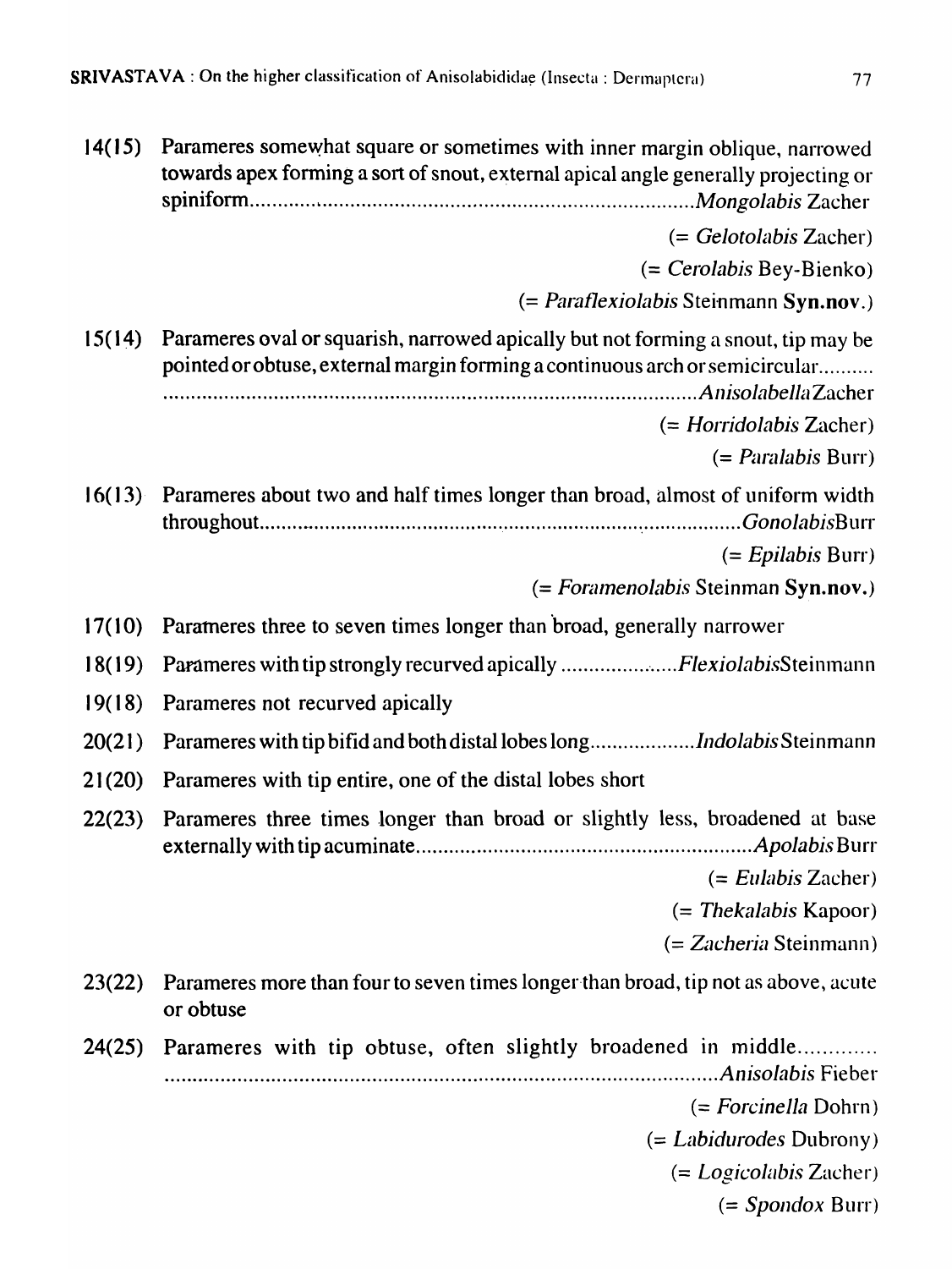14(15) Parameres somewhat square or sometimes with inner margin oblique, narrowed towards apex forming a sort of snout, external apical angle generally projecting or spiniform................................................................................*Mongolabis* Zacher

(= *Gelotolabis* Zacher)

(= *Cerolabis* Bey-Bienko)

(= *Paraflexiolabis* Steinmann **Syn.nov.**)

15(14) Parameres oval or squarish, narrowed apically but not forming a snout, tip may be pointed or obtuse, external margin forming a continuous arch or semicircular.......... ..................................................................................................*Anisolabella* Zacher

(= *Horridolabis* Zacher)

(= *Paralabis* Burr)

16(13) Parameres about two and half times longer than broad, almost of uniform width throughout..........................................................................................*Gonolabis* Burr

(= *Epilabis* Burr)

(= *Foramenolabis* Steinman **Syn.nov.**)

17(10) Parameres three to seven times longer than broad, generally narrower

18(19) Parameres with tip strongly recurved apically ......................*Flexiolabis* Steinmann

19(18) Parameres not recurved apically

20(21) Parameres with tip bifid and both distal lobes long...................*Indolabis* Steinmann

21(20) Parameres with tip entire, one of the distal lobes short

22(23) Parameres three times longer than broad or slightly less, broadened at base externally with tip acuminate.............................................................*Apolabis* Burr

(= *Eulabis* Zacher)

(= *Thekalabis* Kapoor)

(= *Zacheria* Steinmann)

23(22) Parameres more than four to seven times longer than broad, tip not as above, acute or obtuse

24(25) Parameres with tip obtuse, often slightly broadened in middle............. ....................................................................................................*Anisolabis* Fieber

(= *Forcinella* Dohrn)

(= *Labidurodes* Dubrony)

(= *Logicolabis* Zacher)

(= *Spondox* Burr)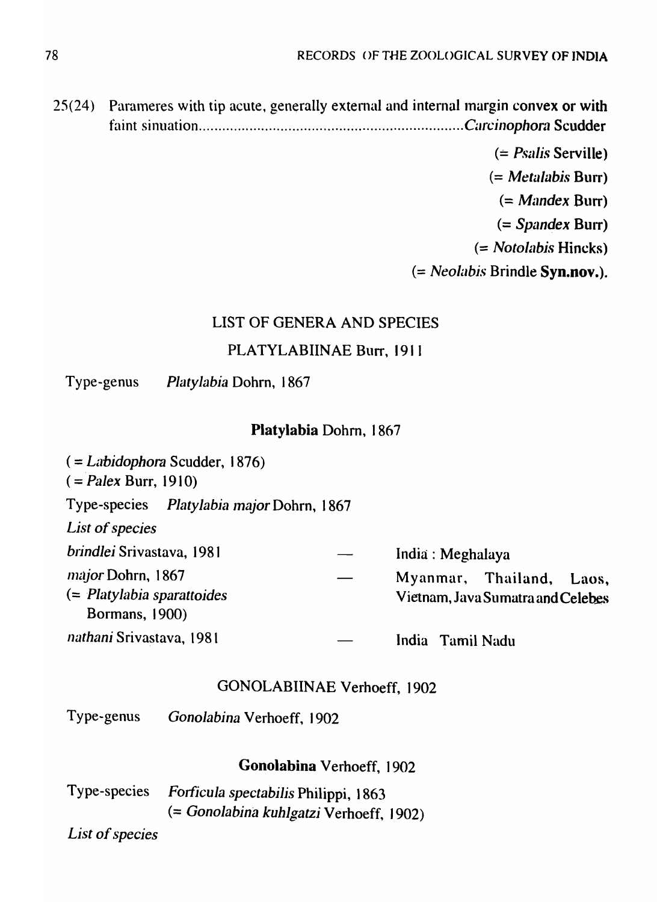25(24) Parameres with tip acute, generally external and internal margin convex or with faint sinuation....................................................................*Carcinophora* Scudder

(= *Psalis* Serville)
(= *Metalabis* Burr)
(= *Mandex* Burr)
(= *Spandex* Burr)
(= *Notolabis* Hincks)
(= *Neolabis* Brindle **Syn.nov.**).

## LIST OF GENERA AND SPECIES

### PLATYLABIINAE Burr, 1911

Type-genus *Platylabia* Dohrn, 1867

#### **Platylabia** Dohrn, 1867

( = *Labidophora* Scudder, 1876)
( = *Palex* Burr, 1910)

Type-species *Platylabia major* Dohrn, 1867

*List of species*

| | | |
|---|---|---|
| *brindlei* Srivastava, 1981 | — | India : Meghalaya |
| *major* Dohrn, 1867 (= *Platylabia sparattoides* Bormans, 1900) | — | Myanmar, Thailand, Laos, Vietnam, Java Sumatra and Celebes |
| *nathani* Srivastava, 1981 | — | India Tamil Nadu |

### GONOLABIINAE Verhoeff, 1902

Type-genus *Gonolabina* Verhoeff, 1902

#### **Gonolabina** Verhoeff, 1902

Type-species *Forficula spectabilis* Philippi, 1863
(= *Gonolabina kuhlgatzi* Verhoeff, 1902)

*List of species*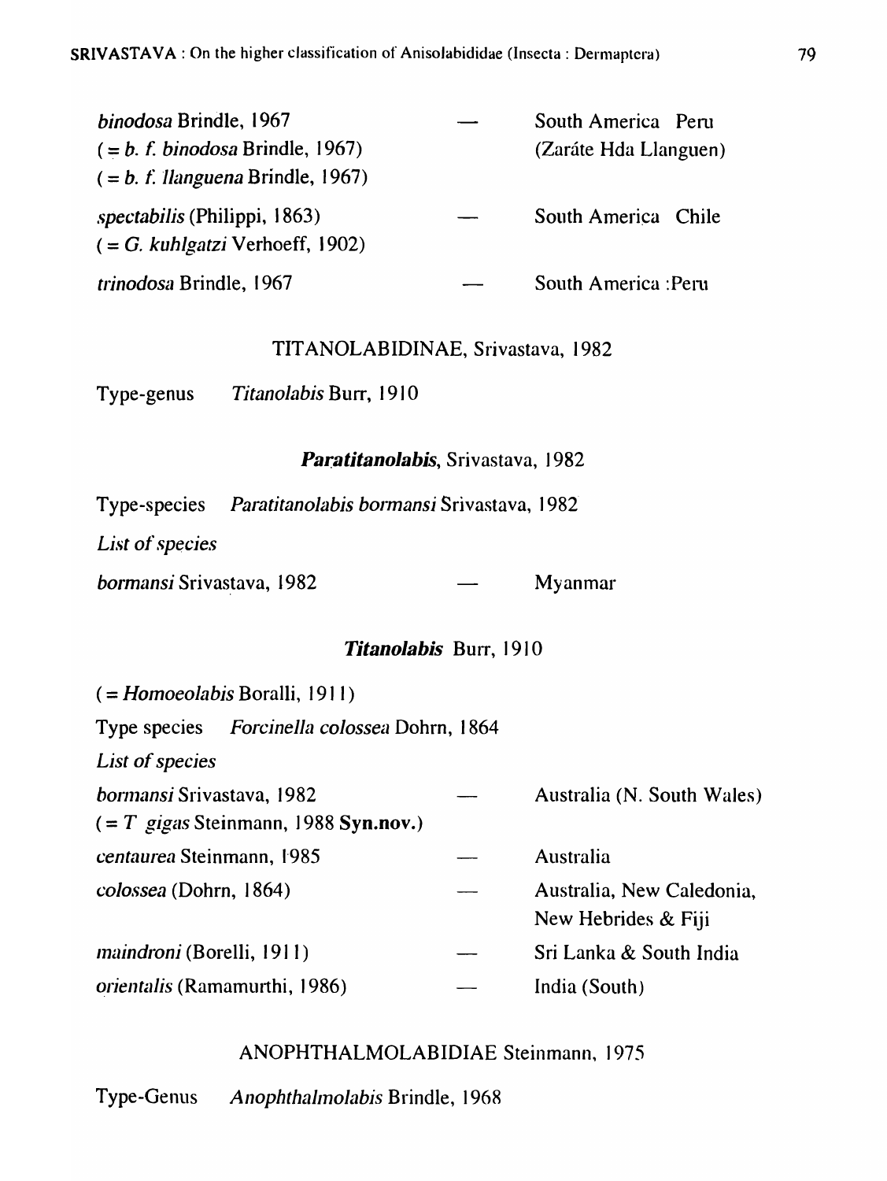*binodosa* Brindle, 1967 — South America Peru (Zaráte Hda Llanguen)
( = *b. f. binodosa* Brindle, 1967)
( = *b. f. llanguena* Brindle, 1967)

*spectabilis* (Philippi, 1863) — South America Chile
( = *G. kuhlgatzi* Verhoeff, 1902)

*trinodosa* Brindle, 1967 — South America :Peru

## TITANOLABIDINAE, Srivastava, 1982

Type-genus *Titanolabis* Burr, 1910

### ***Paratitanolabis***, Srivastava, 1982

Type-species *Paratitanolabis bormansi* Srivastava, 1982

*List of species*

*bormansi* Srivastava, 1982 — Myanmar

### ***Titanolabis*** Burr, 1910

( = *Homoeolabis* Boralli, 1911)

Type species *Forcinella colossea* Dohrn, 1864

*List of species*

*bormansi* Srivastava, 1982 — Australia (N. South Wales)
( = *T gigas* Steinmann, 1988 **Syn.nov.**)

*centaurea* Steinmann, 1985 — Australia

*colossea* (Dohrn, 1864) — Australia, New Caledonia, New Hebrides & Fiji

*maindroni* (Borelli, 1911) — Sri Lanka & South India

*orientalis* (Ramamurthi, 1986) — India (South)

## ANOPHTHALMOLABIDIAE Steinmann, 1975

Type-Genus *Anophthalmolabis* Brindle, 1968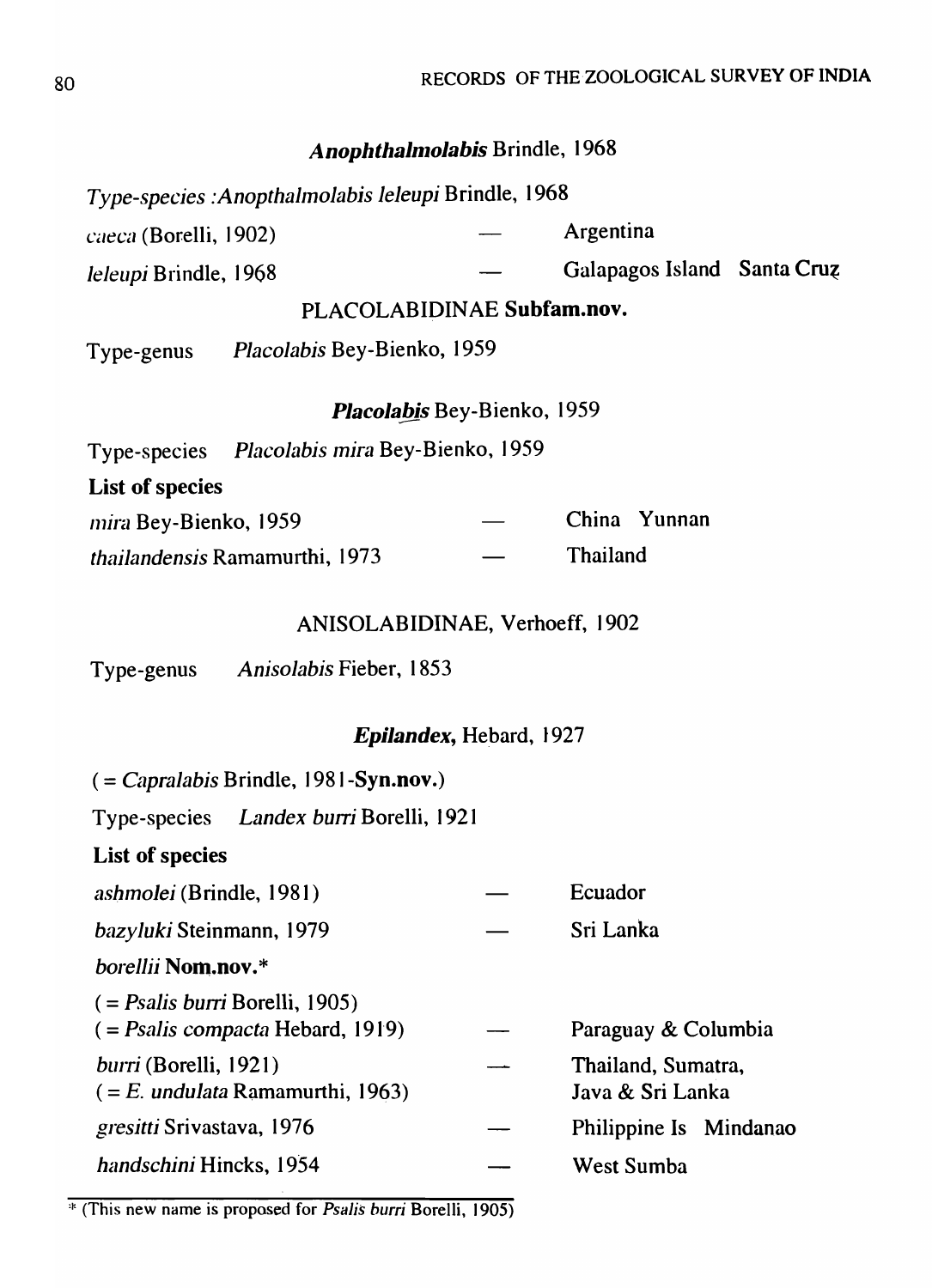### ***Anophthalmolabis*** Brindle, 1968

*Type-species :Anopthalmolabis leleupi* Brindle, 1968

| | | |
|---|---|---|
| *caeca* (Borelli, 1902) | — | Argentina |
| *leleupi* Brindle, 1968 | — | Galapagos Island Santa Cruz |

### PLACOLABIDINAE **Subfam.nov.**

Type-genus *Placolabis* Bey-Bienko, 1959

### ***Placolabis*** Bey-Bienko, 1959

Type-species *Placolabis mira* Bey-Bienko, 1959

**List of species**

| | | |
|---|---|---|
| *mira* Bey-Bienko, 1959 | — | China Yunnan |
| *thailandensis* Ramamurthi, 1973 | — | Thailand |

### ANISOLABIDINAE, Verhoeff, 1902

Type-genus *Anisolabis* Fieber, 1853

### ***Epilandex,*** Hebard, 1927

( = *Capralabis* Brindle, 1981-**Syn.nov.**)

Type-species *Landex burri* Borelli, 1921

**List of species**

| | | |
|---|---|---|
| *ashmolei* (Brindle, 1981) | — | Ecuador |
| *bazyluki* Steinmann, 1979 | — | Sri Lanka |
| *borellii* **Nom.nov.*** ( = *Psalis burri* Borelli, 1905) ( = *Psalis compacta* Hebard, 1919) | — | Paraguay & Columbia |
| *burri* (Borelli, 1921) ( = *E. undulata* Ramamurthi, 1963) | — | Thailand, Sumatra, Java & Sri Lanka |
| *gresitti* Srivastava, 1976 | — | Philippine Is Mindanao |
| *handschini* Hincks, 1954 | — | West Sumba |

* (This new name is proposed for *Psalis burri* Borelli, 1905)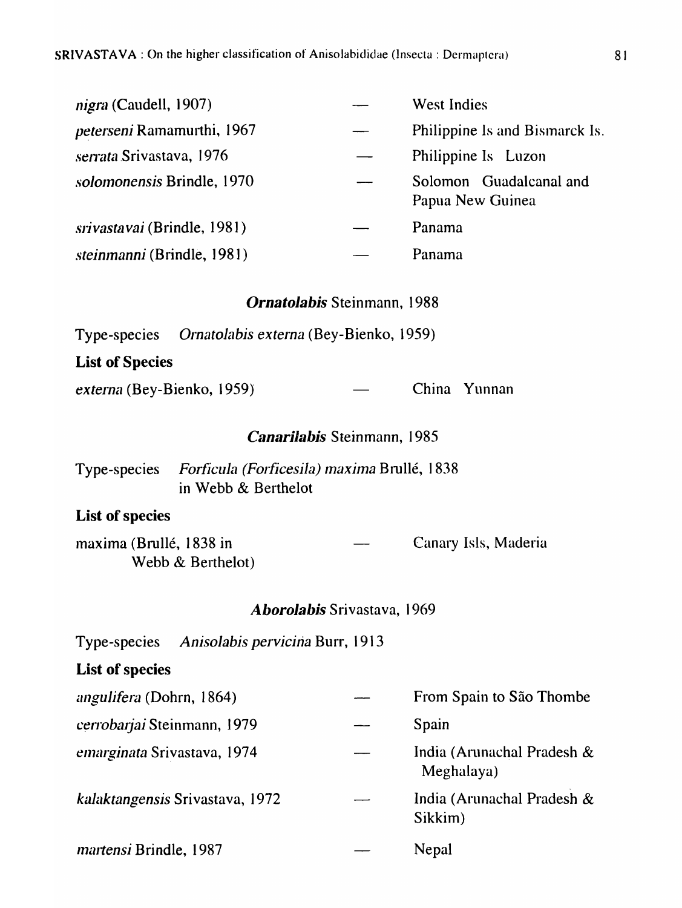| | | |
|---|---|---|
| *nigra* (Caudell, 1907) | — | West Indies |
| *peterseni* Ramamurthi, 1967 | — | Philippine Is and Bismarck Is. |
| *serrata* Srivastava, 1976 | — | Philippine Is Luzon |
| *solomonensis* Brindle, 1970 | — | Solomon Guadalcanal and Papua New Guinea |
| *srivastavai* (Brindle, 1981) | — | Panama |
| *steinmanni* (Brindle, 1981) | — | Panama |

### *Ornatolabis* Steinmann, 1988

Type-species *Ornatolabis externa* (Bey-Bienko, 1959)

**List of Species**

| | | |
|---|---|---|
| *externa* (Bey-Bienko, 1959) | — | China Yunnan |

### *Canarilabis* Steinmann, 1985

Type-species *Forficula (Forficesila) maxima* Brullé, 1838 in Webb & Berthelot

**List of species**

| | | |
|---|---|---|
| maxima (Brullé, 1838 in Webb & Berthelot) | — | Canary Isls, Maderia |

### *Aborolabis* Srivastava, 1969

Type-species *Anisolabis pervicina* Burr, 1913

**List of species**

| | | |
|---|---|---|
| *angulifera* (Dohrn, 1864) | — | From Spain to São Thombe |
| *cerrobarjai* Steinmann, 1979 | — | Spain |
| *emarginata* Srivastava, 1974 | — | India (Arunachal Pradesh & Meghalaya) |
| *kalaktangensis* Srivastava, 1972 | — | India (Arunachal Pradesh & Sikkim) |
| *martensi* Brindle, 1987 | — | Nepal |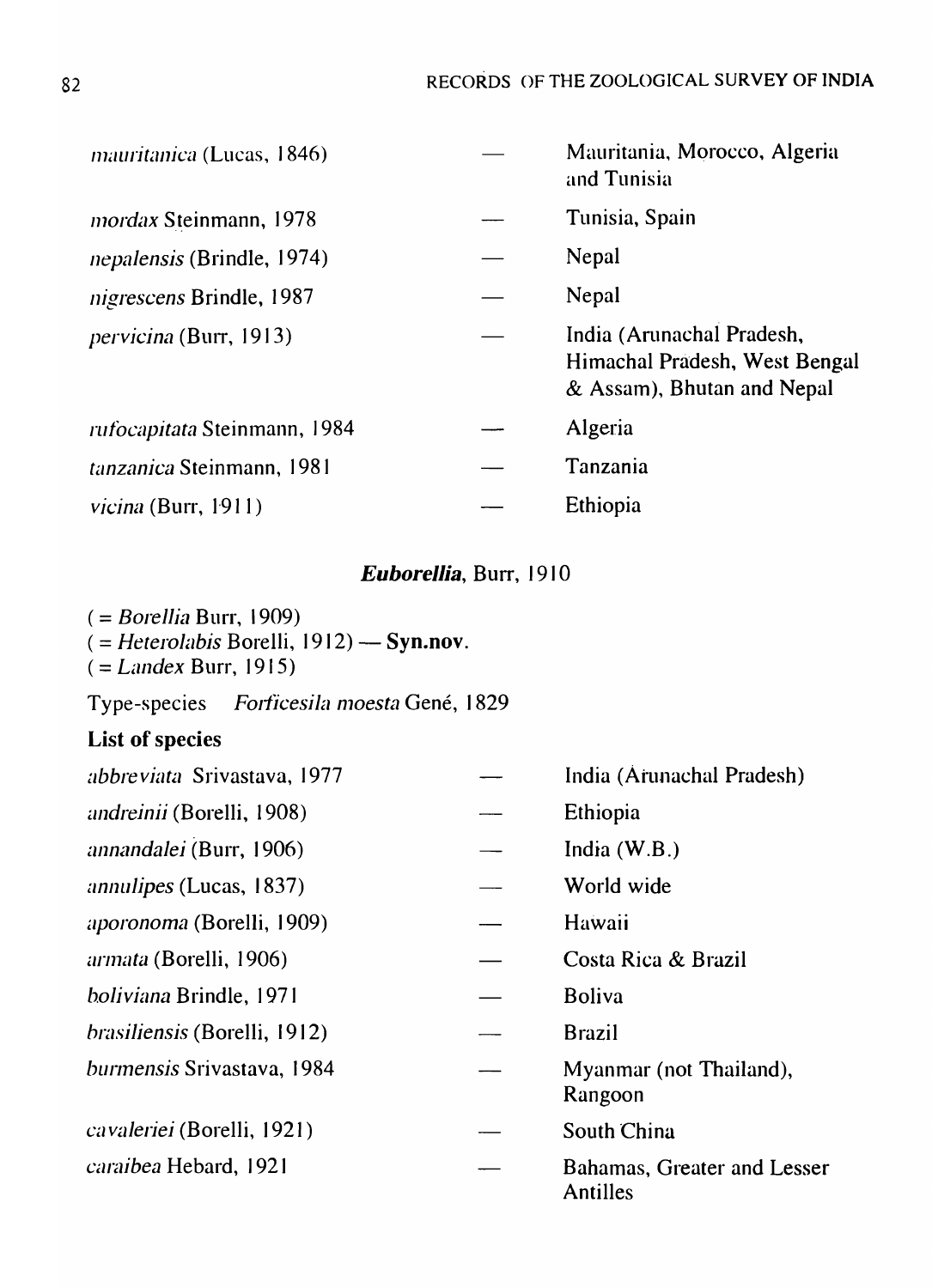| | | |
|---|---|---|
| *mauritanica* (Lucas, 1846) | — | Mauritania, Morocco, Algeria and Tunisia |
| *mordax* Steinmann, 1978 | — | Tunisia, Spain |
| *nepalensis* (Brindle, 1974) | — | Nepal |
| *nigrescens* Brindle, 1987 | — | Nepal |
| *pervicina* (Burr, 1913) | — | India (Arunachal Pradesh, Himachal Pradesh, West Bengal & Assam), Bhutan and Nepal |
| *rufocapitata* Steinmann, 1984 | — | Algeria |
| *tanzanica* Steinmann, 1981 | — | Tanzania |
| *vicina* (Burr, 1911) | — | Ethiopia |

### ***Euborellia***, Burr, 1910

( = *Borellia* Burr, 1909)
( = *Heterolabis* Borelli, 1912) — **Syn.nov.**
( = *Landex* Burr, 1915)

Type-species *Forficesila moesta* Gené, 1829

**List of species**

| | | |
|---|---|---|
| *abbreviata* Srivastava, 1977 | — | India (Arunachal Pradesh) |
| *andreinii* (Borelli, 1908) | — | Ethiopia |
| *annandalei* (Burr, 1906) | — | India (W.B.) |
| *annulipes* (Lucas, 1837) | — | World wide |
| *aporonoma* (Borelli, 1909) | — | Hawaii |
| *armata* (Borelli, 1906) | — | Costa Rica & Brazil |
| *boliviana* Brindle, 1971 | — | Boliva |
| *brasiliensis* (Borelli, 1912) | — | Brazil |
| *burmensis* Srivastava, 1984 | — | Myanmar (not Thailand), Rangoon |
| *cavaleriei* (Borelli, 1921) | — | South China |
| *caraibea* Hebard, 1921 | — | Bahamas, Greater and Lesser Antilles |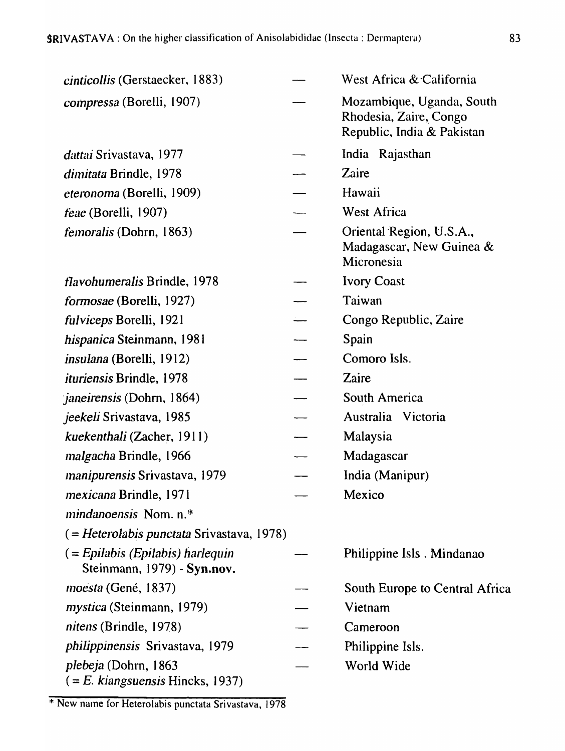*cinticollis* (Gerstaecker, 1883) — West Africa & California

*compressa* (Borelli, 1907) — Mozambique, Uganda, South Rhodesia, Zaire, Congo Republic, India & Pakistan

*dattai* Srivastava, 1977 — India Rajasthan

*dimitata* Brindle, 1978 — Zaire

*eteronoma* (Borelli, 1909) — Hawaii

*feae* (Borelli, 1907) — West Africa

*femoralis* (Dohrn, 1863) — Oriental Region, U.S.A., Madagascar, New Guinea & Micronesia

*flavohumeralis* Brindle, 1978 — Ivory Coast

*formosae* (Borelli, 1927) — Taiwan

*fulviceps* Borelli, 1921 — Congo Republic, Zaire

*hispanica* Steinmann, 1981 — Spain

*insulana* (Borelli, 1912) — Comoro Isls.

*ituriensis* Brindle, 1978 — Zaire

*janeirensis* (Dohrn, 1864) — South America

*jeekeli* Srivastava, 1985 — Australia Victoria

*kuekenthali* (Zacher, 1911) — Malaysia

*malgacha* Brindle, 1966 — Madagascar

*manipurensis* Srivastava, 1979 — India (Manipur)

*mexicana* Brindle, 1971 — Mexico

*mindanoensis* Nom. n.*
( = *Heterolabis punctata* Srivastava, 1978)
( = *Epilabis (Epilabis) harlequin* Steinmann, 1979) - **Syn.nov.** — Philippine Isls . Mindanao

*moesta* (Gené, 1837) — South Europe to Central Africa

*mystica* (Steinmann, 1979) — Vietnam

*nitens* (Brindle, 1978) — Cameroon

*philippinensis* Srivastava, 1979 — Philippine Isls.

*plebeja* (Dohrn, 1863
( = *E. kiangsuensis* Hincks, 1937) — World Wide

---

* New name for Heterolabis punctata Srivastava, 1978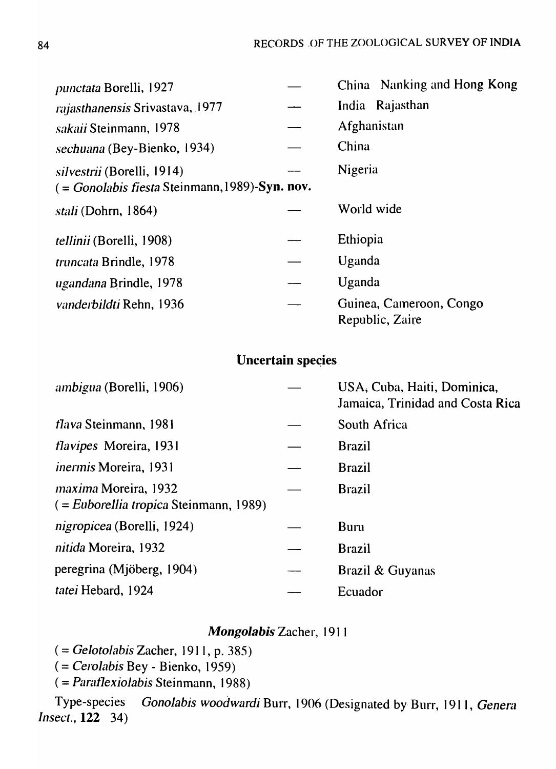| | | |
|---|---|---|
| *punctata* Borelli, 1927 | — | China Nanking and Hong Kong |
| *rajasthanensis* Srivastava, 1977 | — | India Rajasthan |
| *sakaii* Steinmann, 1978 | — | Afghanistan |
| *sechuana* (Bey-Bienko, 1934) | — | China |
| *silvestrii* (Borelli, 1914) ( = *Gonolabis fiesta* Steinmann, 1989)-**Syn. nov.** | — | Nigeria |
| *stali* (Dohrn, 1864) | — | World wide |
| *tellinii* (Borelli, 1908) | — | Ethiopia |
| *truncata* Brindle, 1978 | — | Uganda |
| *ugandana* Brindle, 1978 | — | Uganda |
| *vanderbildti* Rehn, 1936 | — | Guinea, Cameroon, Congo Republic, Zaire |

### Uncertain species

| | | |
|---|---|---|
| *ambigua* (Borelli, 1906) | — | USA, Cuba, Haiti, Dominica, Jamaica, Trinidad and Costa Rica |
| *flava* Steinmann, 1981 | — | South Africa |
| *flavipes* Moreira, 1931 | — | Brazil |
| *inermis* Moreira, 1931 | — | Brazil |
| *maxima* Moreira, 1932 ( = *Euborellia tropica* Steinmann, 1989) | — | Brazil |
| *nigropicea* (Borelli, 1924) | — | Buru |
| *nitida* Moreira, 1932 | — | Brazil |
| peregrina (Mjöberg, 1904) | — | Brazil & Guyanas |
| *tatei* Hebard, 1924 | — | Ecuador |

### ***Mongolabis*** Zacher, 1911

( = *Gelotolabis* Zacher, 1911, p. 385)

( = *Cerolabis* Bey - Bienko, 1959)

( = *Paraflexiolabis* Steinmann, 1988)

Type-species *Gonolabis woodwardi* Burr, 1906 (Designated by Burr, 1911, *Genera Insect.*, **122** 34)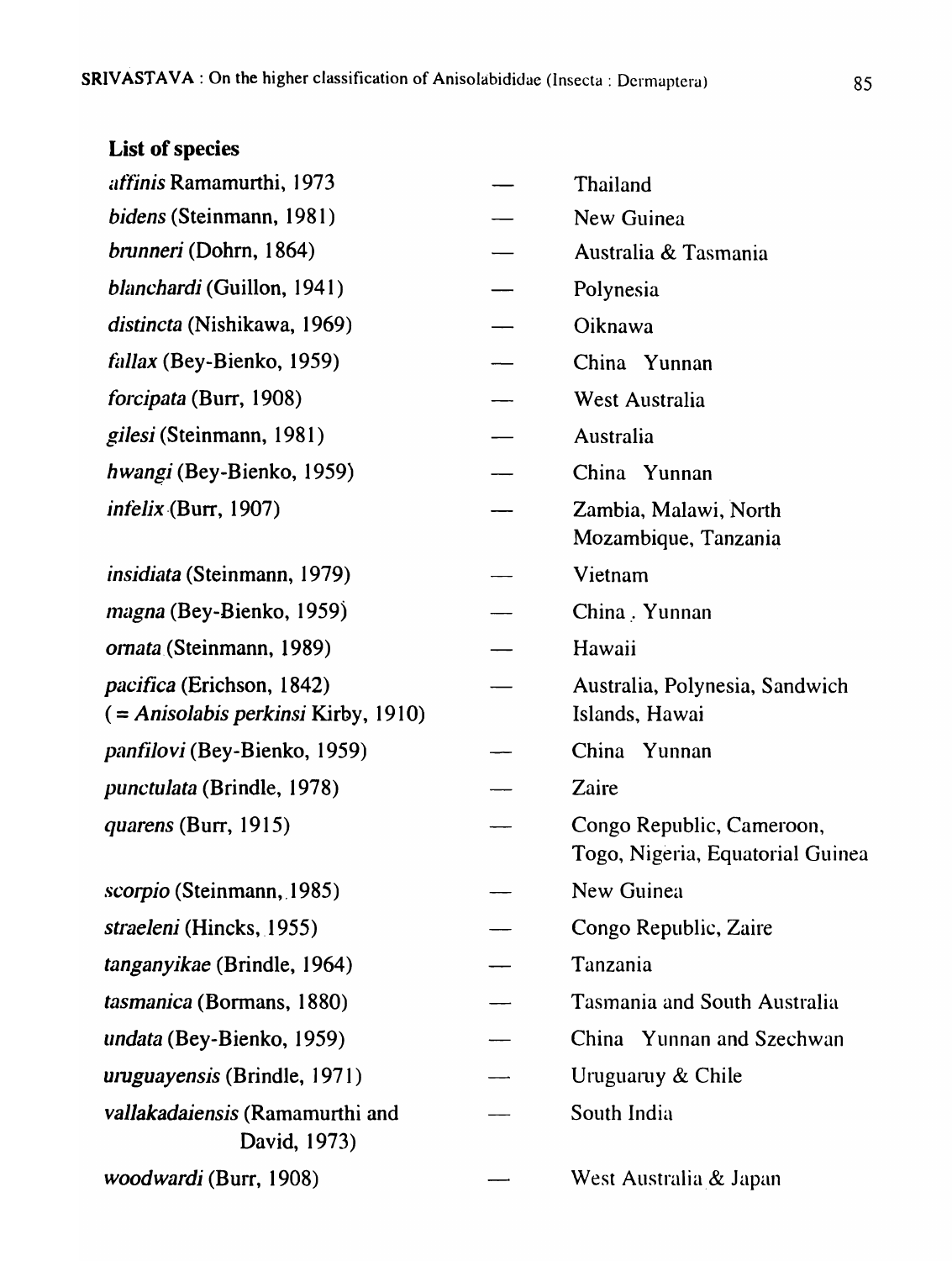**List of species**

| | | |
|---|---|---|
| *affinis* Ramamurthi, 1973 | — | Thailand |
| *bidens* (Steinmann, 1981) | — | New Guinea |
| *brunneri* (Dohrn, 1864) | — | Australia & Tasmania |
| *blanchardi* (Guillon, 1941) | — | Polynesia |
| *distincta* (Nishikawa, 1969) | — | Oiknawa |
| *fallax* (Bey-Bienko, 1959) | — | China Yunnan |
| *forcipata* (Burr, 1908) | — | West Australia |
| *gilesi* (Steinmann, 1981) | — | Australia |
| *hwangi* (Bey-Bienko, 1959) | — | China Yunnan |
| *infelix* (Burr, 1907) | — | Zambia, Malawi, North Mozambique, Tanzania |
| *insidiata* (Steinmann, 1979) | — | Vietnam |
| *magna* (Bey-Bienko, 1959) | — | China Yunnan |
| *ornata* (Steinmann, 1989) | — | Hawaii |
| *pacifica* (Erichson, 1842) (= *Anisolabis perkinsi* Kirby, 1910) | — | Australia, Polynesia, Sandwich Islands, Hawai |
| *panfilovi* (Bey-Bienko, 1959) | — | China Yunnan |
| *punctulata* (Brindle, 1978) | — | Zaire |
| *quarens* (Burr, 1915) | — | Congo Republic, Cameroon, Togo, Nigeria, Equatorial Guinea |
| *scorpio* (Steinmann, 1985) | — | New Guinea |
| *straeleni* (Hincks, 1955) | — | Congo Republic, Zaire |
| *tanganyikae* (Brindle, 1964) | — | Tanzania |
| *tasmanica* (Bormans, 1880) | — | Tasmania and South Australia |
| *undata* (Bey-Bienko, 1959) | — | China Yunnan and Szechwan |
| *uruguayensis* (Brindle, 1971) | — | Uruguaruy & Chile |
| *vallakadaiensis* (Ramamurthi and David, 1973) | — | South India |
| *woodwardi* (Burr, 1908) | — | West Australia & Japan |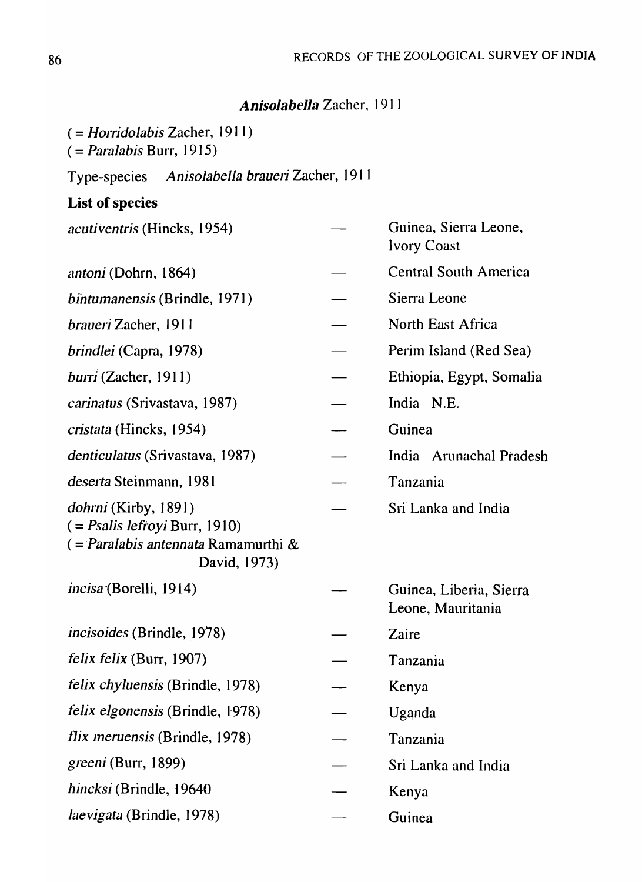### *Anisolabella* Zacher, 1911

( = *Horridolabis* Zacher, 1911)
( = *Paralabis* Burr, 1915)

Type-species *Anisolabella braueri* Zacher, 1911

**List of species**

| | | |
|---|---|---|
| *acutiventris* (Hincks, 1954) | — | Guinea, Sierra Leone, Ivory Coast |
| *antoni* (Dohrn, 1864) | — | Central South America |
| *bintumanensis* (Brindle, 1971) | — | Sierra Leone |
| *braueri* Zacher, 1911 | — | North East Africa |
| *brindlei* (Capra, 1978) | — | Perim Island (Red Sea) |
| *burri* (Zacher, 1911) | — | Ethiopia, Egypt, Somalia |
| *carinatus* (Srivastava, 1987) | — | India N.E. |
| *cristata* (Hincks, 1954) | — | Guinea |
| *denticulatus* (Srivastava, 1987) | — | India Arunachal Pradesh |
| *deserta* Steinmann, 1981 | — | Tanzania |
| *dohrni* (Kirby, 1891) ( = *Psalis lefroyi* Burr, 1910) ( = *Paralabis antennata* Ramamurthi & David, 1973) | — | Sri Lanka and India |
| *incisa* (Borelli, 1914) | — | Guinea, Liberia, Sierra Leone, Mauritania |
| *incisoides* (Brindle, 1978) | — | Zaire |
| *felix felix* (Burr, 1907) | — | Tanzania |
| *felix chyluensis* (Brindle, 1978) | — | Kenya |
| *felix elgonensis* (Brindle, 1978) | — | Uganda |
| *flix meruensis* (Brindle, 1978) | — | Tanzania |
| *greeni* (Burr, 1899) | — | Sri Lanka and India |
| *hincksi* (Brindle, 19640 | — | Kenya |
| *laevigata* (Brindle, 1978) | — | Guinea |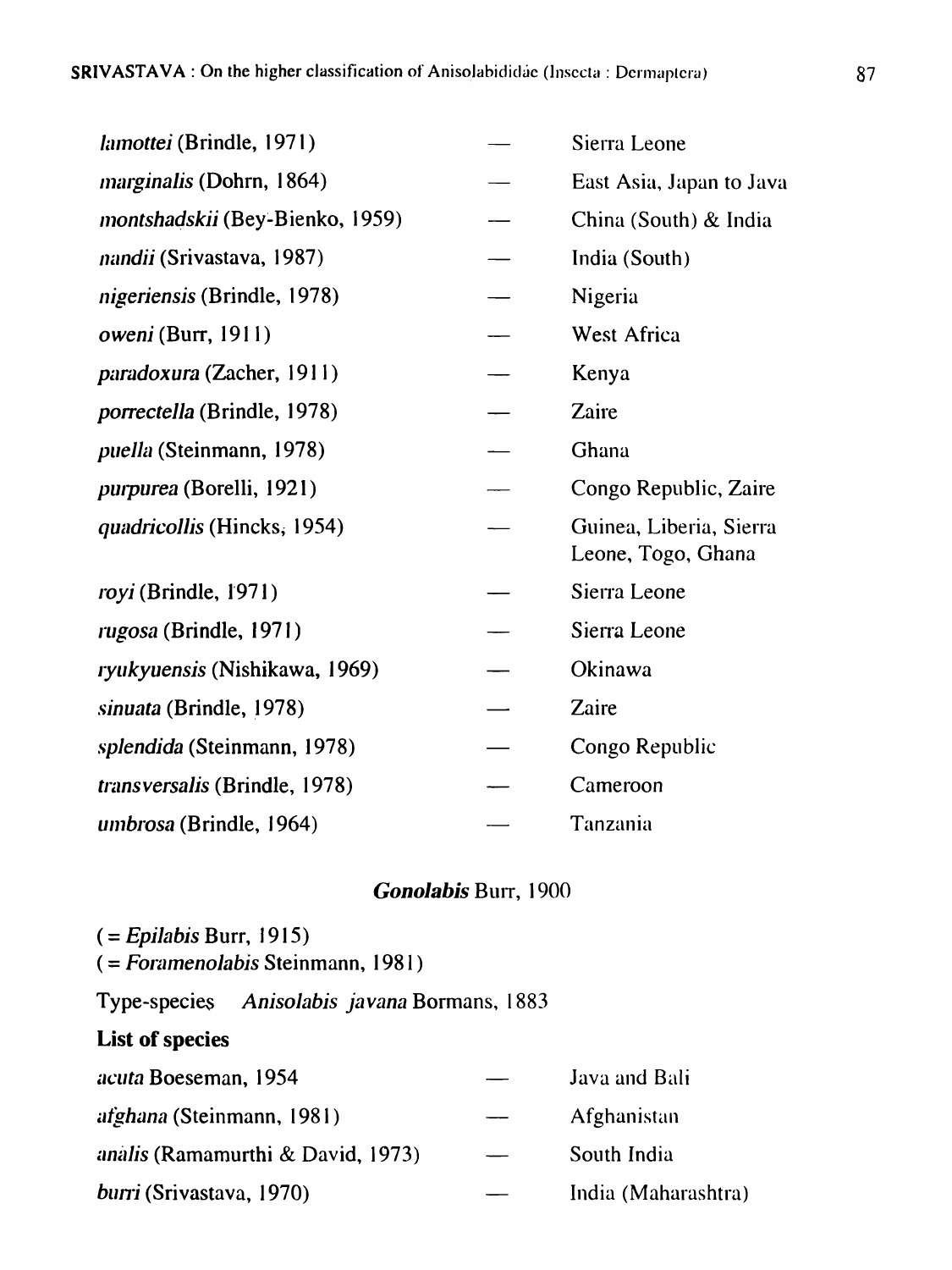*lamottei* (Brindle, 1971) — Sierra Leone

*marginalis* (Dohrn, 1864) — East Asia, Japan to Java

*montshadskii* (Bey-Bienko, 1959) — China (South) & India

*nandii* (Srivastava, 1987) — India (South)

*nigeriensis* (Brindle, 1978) — Nigeria

*oweni* (Burr, 1911) — West Africa

*paradoxura* (Zacher, 1911) — Kenya

*porrectella* (Brindle, 1978) — Zaire

*puella* (Steinmann, 1978) — Ghana

*purpurea* (Borelli, 1921) — Congo Republic, Zaire

*quadricollis* (Hincks, 1954) — Guinea, Liberia, Sierra Leone, Togo, Ghana

*royi* (Brindle, 1971) — Sierra Leone

*rugosa* (Brindle, 1971) — Sierra Leone

*ryukyuensis* (Nishikawa, 1969) — Okinawa

*sinuata* (Brindle, 1978) — Zaire

*splendida* (Steinmann, 1978) — Congo Republic

*transversalis* (Brindle, 1978) — Cameroon

*umbrosa* (Brindle, 1964) — Tanzania

### *Gonolabis* Burr, 1900

( = *Epilabis* Burr, 1915)
( = *Foramenolabis* Steinmann, 1981)

Type-species *Anisolabis javana* Bormans, 1883

**List of species**

*acuta* Boeseman, 1954 — Java and Bali

*afghana* (Steinmann, 1981) — Afghanistan

*analis* (Ramamurthi & David, 1973) — South India

*burri* (Srivastava, 1970) — India (Maharashtra)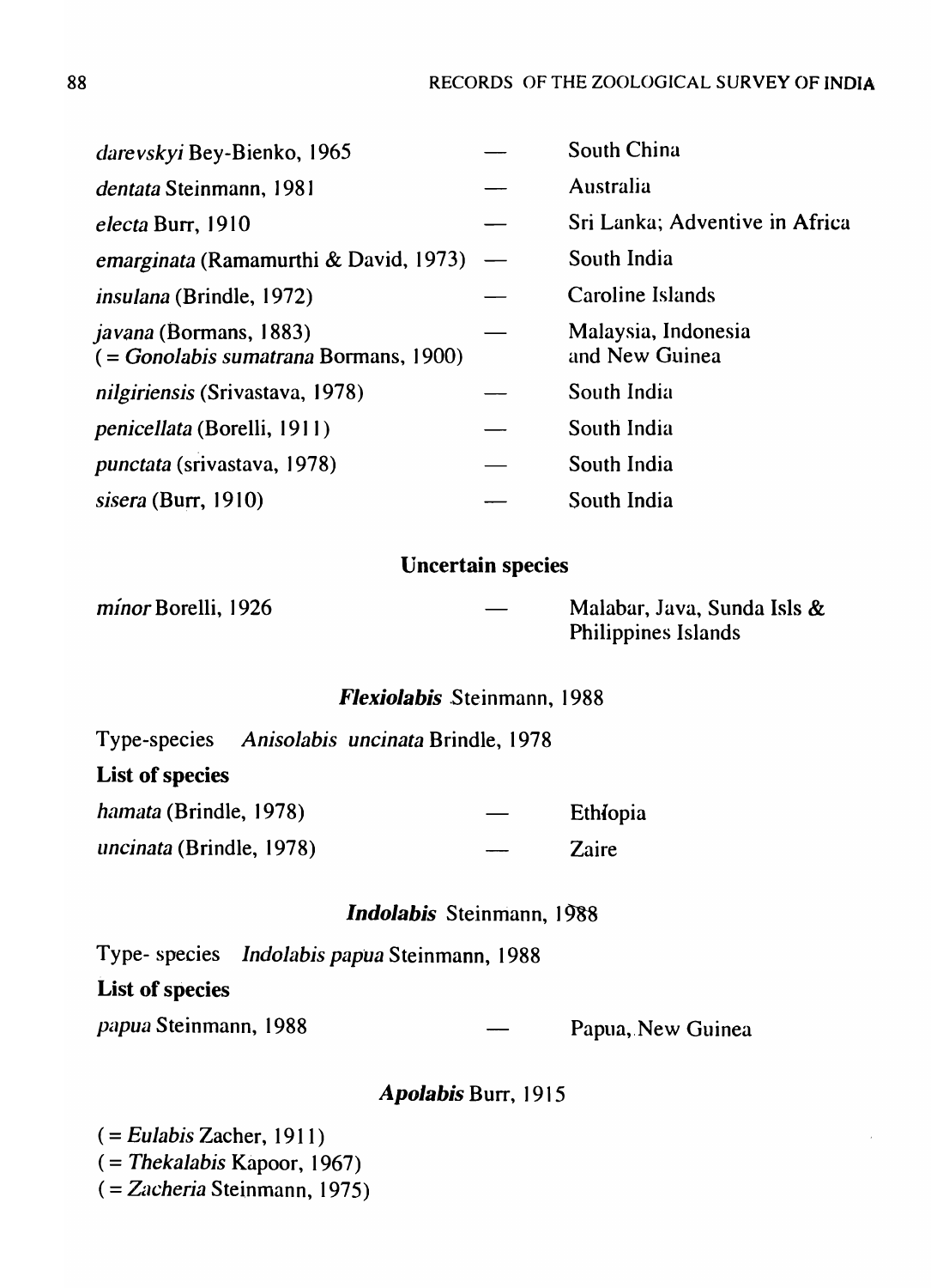| | | |
|---|---|---|
| *darevskyi* Bey-Bienko, 1965 | — | South China |
| *dentata* Steinmann, 1981 | — | Australia |
| *electa* Burr, 1910 | — | Sri Lanka; Adventive in Africa |
| *emarginata* (Ramamurthi & David, 1973) | — | South India |
| *insulana* (Brindle, 1972) | — | Caroline Islands |
| *javana* (Bormans, 1883) ( = *Gonolabis sumatrana* Bormans, 1900) | — | Malaysia, Indonesia and New Guinea |
| *nilgiriensis* (Srivastava, 1978) | — | South India |
| *penicellata* (Borelli, 1911) | — | South India |
| *punctata* (srivastava, 1978) | — | South India |
| *sisera* (Burr, 1910) | — | South India |

### Uncertain species

| | | |
|---|---|---|
| *mínor* Borelli, 1926 | — | Malabar, Java, Sunda Isls & Philippines Islands |

## ***Flexiolabis*** Steinmann, 1988

Type-species *Anisolabis uncinata* Brindle, 1978

**List of species**

| | | |
|---|---|---|
| *hamata* (Brindle, 1978) | — | Ethíopia |
| *uncinata* (Brindle, 1978) | — | Zaire |

## ***Indolabis*** Steinmann, 1988

Type- species *Indolabis papua* Steinmann, 1988

**List of species**

| | | |
|---|---|---|
| *papua* Steinmann, 1988 | — | Papua, New Guinea |

## ***Apolabis*** Burr, 1915

( = *Eulabis* Zacher, 1911)
( = *Thekalabis* Kapoor, 1967)
( = *Zacheria* Steinmann, 1975)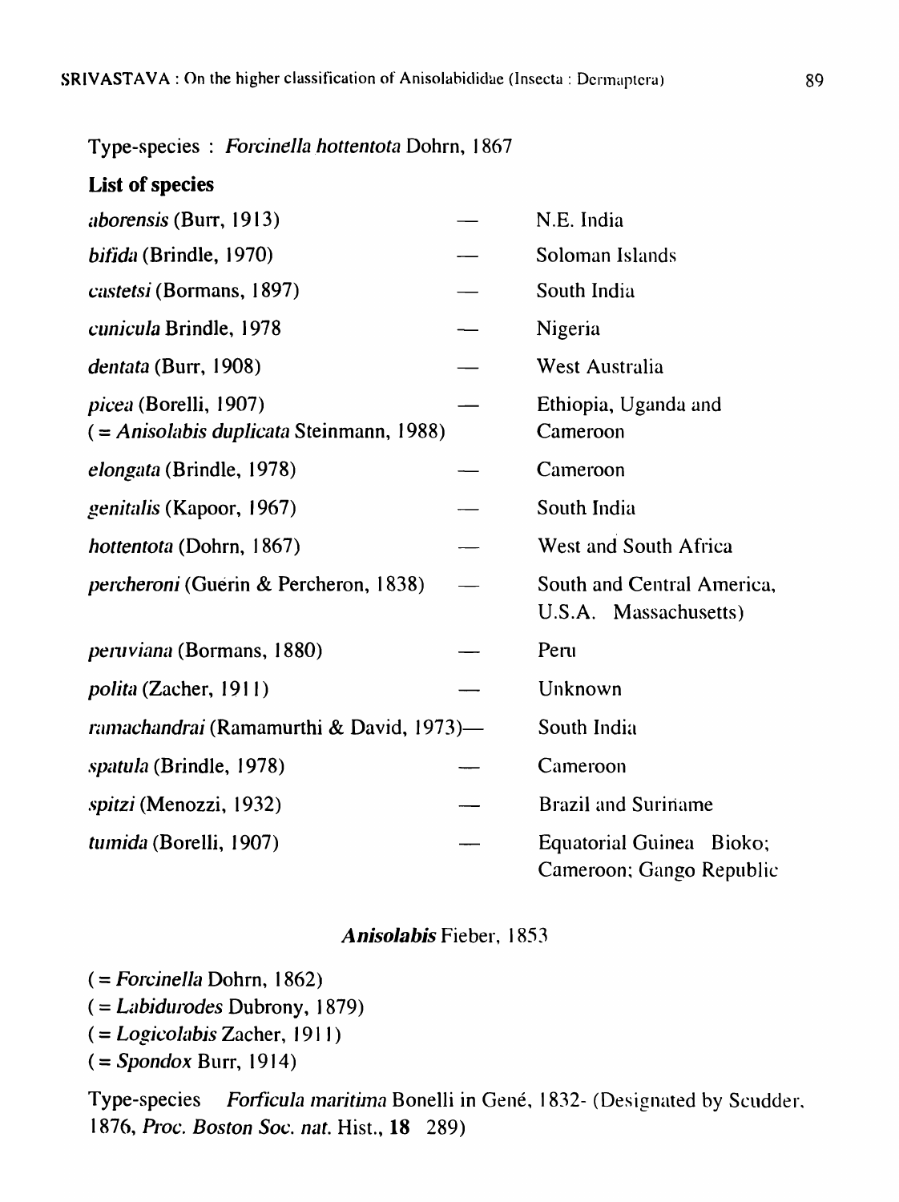Type-species : *Forcinella hottentota* Dohrn, 1867

**List of species**

| | | |
|---|---|---|
| *aborensis* (Burr, 1913) | — | N.E. India |
| *bifida* (Brindle, 1970) | — | Soloman Islands |
| *castetsi* (Bormans, 1897) | — | South India |
| *cunicula* Brindle, 1978 | — | Nigeria |
| *dentata* (Burr, 1908) | — | West Australia |
| *picea* (Borelli, 1907) ( = *Anisolabis duplicata* Steinmann, 1988) | — | Ethiopia, Uganda and Cameroon |
| *elongata* (Brindle, 1978) | — | Cameroon |
| *genitalis* (Kapoor, 1967) | — | South India |
| *hottentota* (Dohrn, 1867) | — | West and South Africa |
| *percheroni* (Guérin & Percheron, 1838) | — | South and Central America, U.S.A. Massachusetts) |
| *peruviana* (Bormans, 1880) | — | Peru |
| *polita* (Zacher, 1911) | — | Unknown |
| *ramachandrai* (Ramamurthi & David, 1973) | — | South India |
| *spatula* (Brindle, 1978) | — | Cameroon |
| *spitzi* (Menozzi, 1932) | — | Brazil and Suriname |
| *tumida* (Borelli, 1907) | — | Equatorial Guinea Bioko; Cameroon; Gango Republic |

### *Anisolabis* Fieber, 1853

( = *Forcinella* Dohrn, 1862)
( = *Labidurodes* Dubrony, 1879)
( = *Logicolabis* Zacher, 1911)
( = *Spondox* Burr, 1914)

Type-species *Forficula maritima* Bonelli in Gené, 1832- (Designated by Scudder, 1876, *Proc. Boston Soc. nat.* Hist., **18** 289)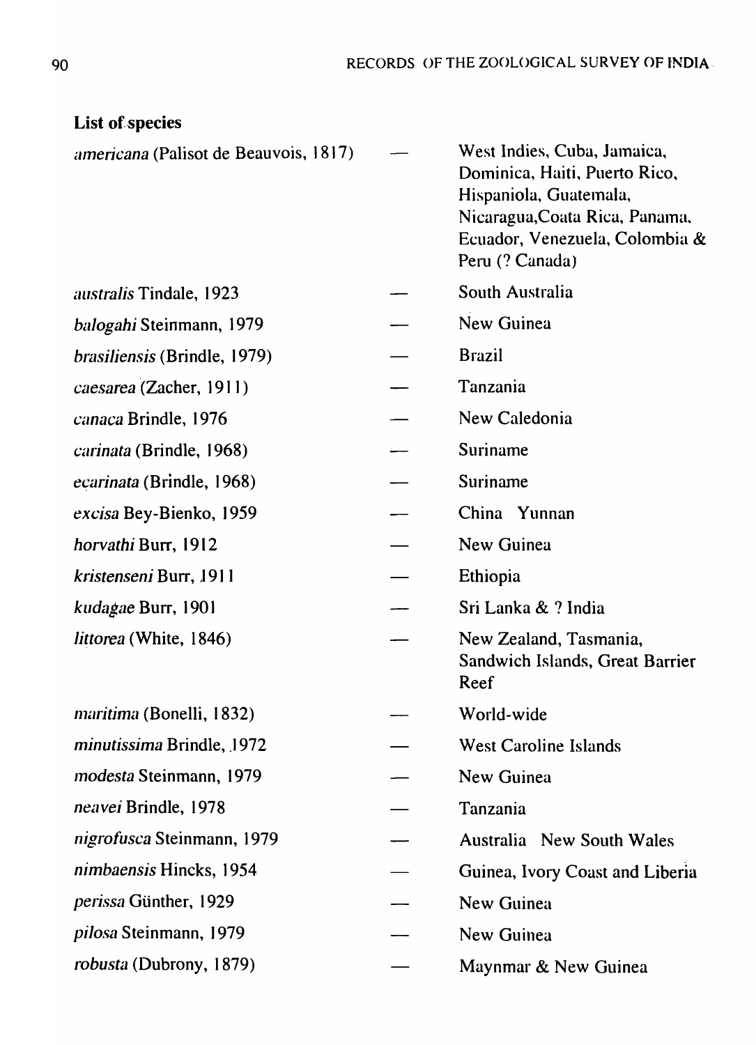**List of species**

| | | |
|---|---|---|
| *americana* (Palisot de Beauvois, 1817) | — | West Indies, Cuba, Jamaica, Dominica, Haiti, Puerto Rico, Hispaniola, Guatemala, Nicaragua,Coata Rica, Panama, Ecuador, Venezuela, Colombia & Peru (? Canada) |
| *australis* Tindale, 1923 | — | South Australia |
| *balogahi* Steinmann, 1979 | — | New Guinea |
| *brasiliensis* (Brindle, 1979) | — | Brazil |
| *caesarea* (Zacher, 1911) | — | Tanzania |
| *canaca* Brindle, 1976 | — | New Caledonia |
| *carinata* (Brindle, 1968) | — | Suriname |
| *ecarinata* (Brindle, 1968) | — | Suriname |
| *excisa* Bey-Bienko, 1959 | — | China Yunnan |
| *horvathi* Burr, 1912 | — | New Guinea |
| *kristenseni* Burr, 1911 | — | Ethiopia |
| *kudagae* Burr, 1901 | — | Sri Lanka & ? India |
| *littorea* (White, 1846) | — | New Zealand, Tasmania, Sandwich Islands, Great Barrier Reef |
| *maritima* (Bonelli, 1832) | — | World-wide |
| *minutissima* Brindle, 1972 | — | West Caroline Islands |
| *modesta* Steinmann, 1979 | — | New Guinea |
| *neavei* Brindle, 1978 | — | Tanzania |
| *nigrofusca* Steinmann, 1979 | — | Australia New South Wales |
| *nimbaensis* Hincks, 1954 | — | Guinea, Ivory Coast and Liberia |
| *perissa* Günther, 1929 | — | New Guinea |
| *pilosa* Steinmann, 1979 | — | New Guinea |
| *robusta* (Dubrony, 1879) | — | Maynmar & New Guinea |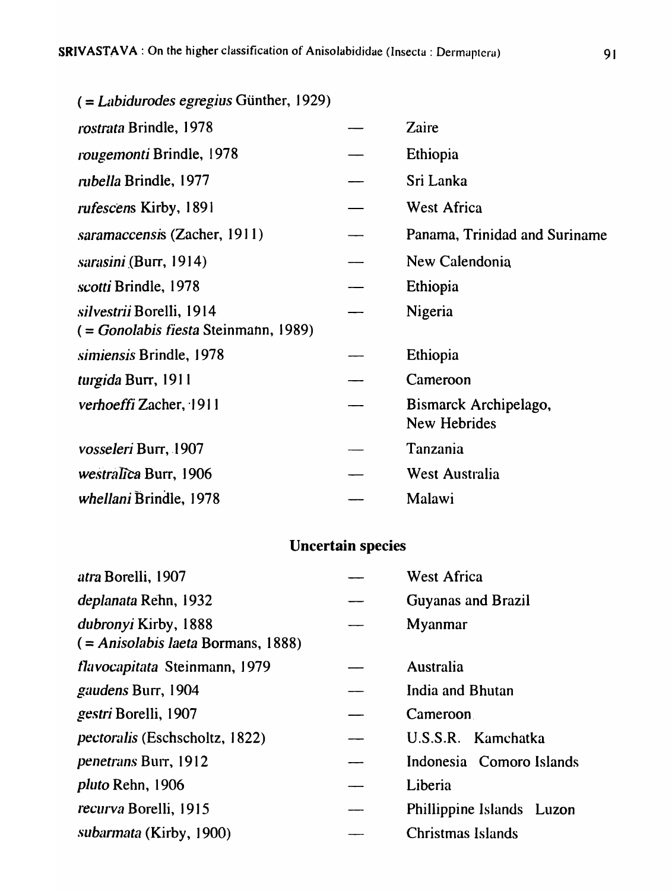( = *Labidurodes egregius* Günther, 1929)

| | | |
|---|---|---|
| *rostrata* Brindle, 1978 | — | Zaire |
| *rougemonti* Brindle, 1978 | — | Ethiopia |
| *rubella* Brindle, 1977 | — | Sri Lanka |
| *rufescens* Kirby, 1891 | — | West Africa |
| *saramaccensis* (Zacher, 1911) | — | Panama, Trinidad and Suriname |
| *sarasini* (Burr, 1914) | — | New Calendonia |
| *scotti* Brindle, 1978 | — | Ethiopia |
| *silvestrii* Borelli, 1914 ( = *Gonolabis fiesta* Steinmann, 1989) | — | Nigeria |
| *simiensis* Brindle, 1978 | — | Ethiopia |
| *turgida* Burr, 1911 | — | Cameroon |
| *verhoeffi* Zacher, 1911 | — | Bismarck Archipelago, New Hebrides |
| *vosseleri* Burr, 1907 | — | Tanzania |
| *westralica* Burr, 1906 | — | West Australia |
| *whellani* Brindle, 1978 | — | Malawi |

**Uncertain species**

| | | |
|---|---|---|
| *atra* Borelli, 1907 | — | West Africa |
| *deplanata* Rehn, 1932 | — | Guyanas and Brazil |
| *dubronyi* Kirby, 1888 ( = *Anisolabis laeta* Bormans, 1888) | — | Myanmar |
| *flavocapitata* Steinmann, 1979 | — | Australia |
| *gaudens* Burr, 1904 | — | India and Bhutan |
| *gestri* Borelli, 1907 | — | Cameroon |
| *pectoralis* (Eschscholtz, 1822) | — | U.S.S.R. Kamchatka |
| *penetrans* Burr, 1912 | — | Indonesia Comoro Islands |
| *pluto* Rehn, 1906 | — | Liberia |
| *recurva* Borelli, 1915 | — | Phillippine Islands Luzon |
| *subarmata* (Kirby, 1900) | — | Christmas Islands |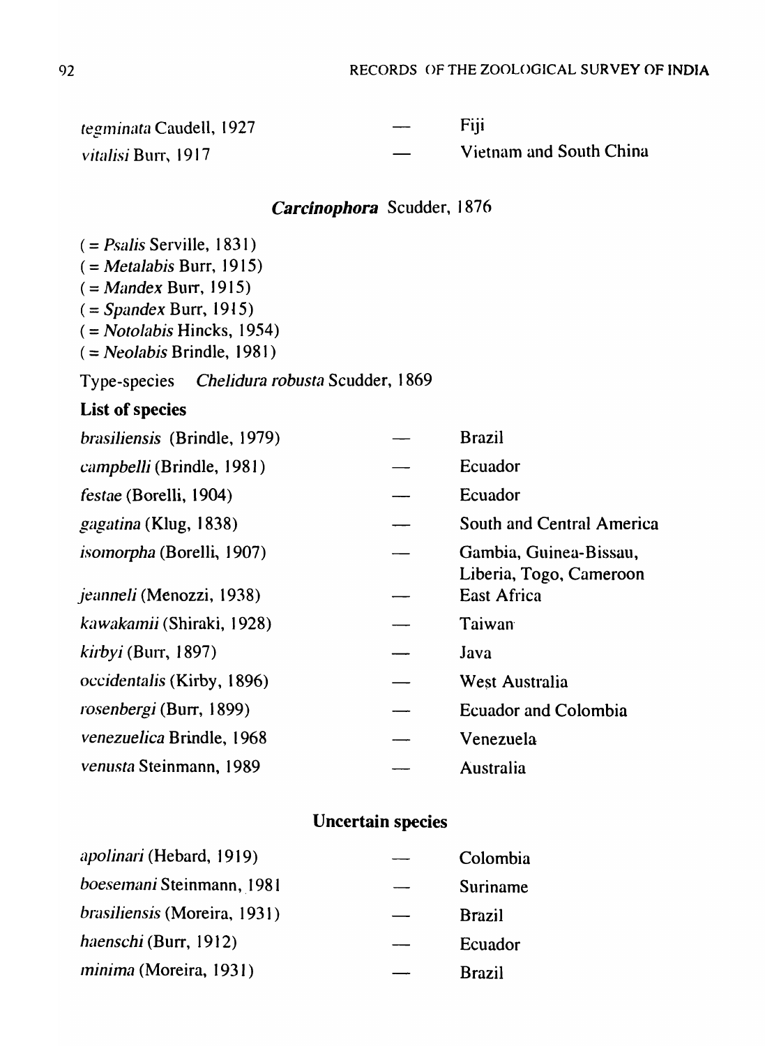*tegminata* Caudell, 1927 — Fiji

*vitalisi* Burr, 1917 — Vietnam and South China

### *Carcinophora* Scudder, 1876

( = *Psalis* Serville, 1831)
( = *Metalabis* Burr, 1915)
( = *Mandex* Burr, 1915)
( = *Spandex* Burr, 1915)
( = *Notolabis* Hincks, 1954)
( = *Neolabis* Brindle, 1981)

Type-species *Chelidura robusta* Scudder, 1869

**List of species**

*brasiliensis* (Brindle, 1979) — Brazil

*campbelli* (Brindle, 1981) — Ecuador

*festae* (Borelli, 1904) — Ecuador

*gagatina* (Klug, 1838) — South and Central America

*isomorpha* (Borelli, 1907) — Gambia, Guinea-Bissau, Liberia, Togo, Cameroon

*jeanneli* (Menozzi, 1938) — East Africa

*kawakamii* (Shiraki, 1928) — Taiwan

*kirbyi* (Burr, 1897) — Java

*occidentalis* (Kirby, 1896) — West Australia

*rosenbergi* (Burr, 1899) — Ecuador and Colombia

*venezuelica* Brindle, 1968 — Venezuela

*venusta* Steinmann, 1989 — Australia

#### Uncertain species

*apolinari* (Hebard, 1919) — Colombia

*boesemani* Steinmann, 1981 — Suriname

*brasiliensis* (Moreira, 1931) — Brazil

*haenschi* (Burr, 1912) — Ecuador

*minima* (Moreira, 1931) — Brazil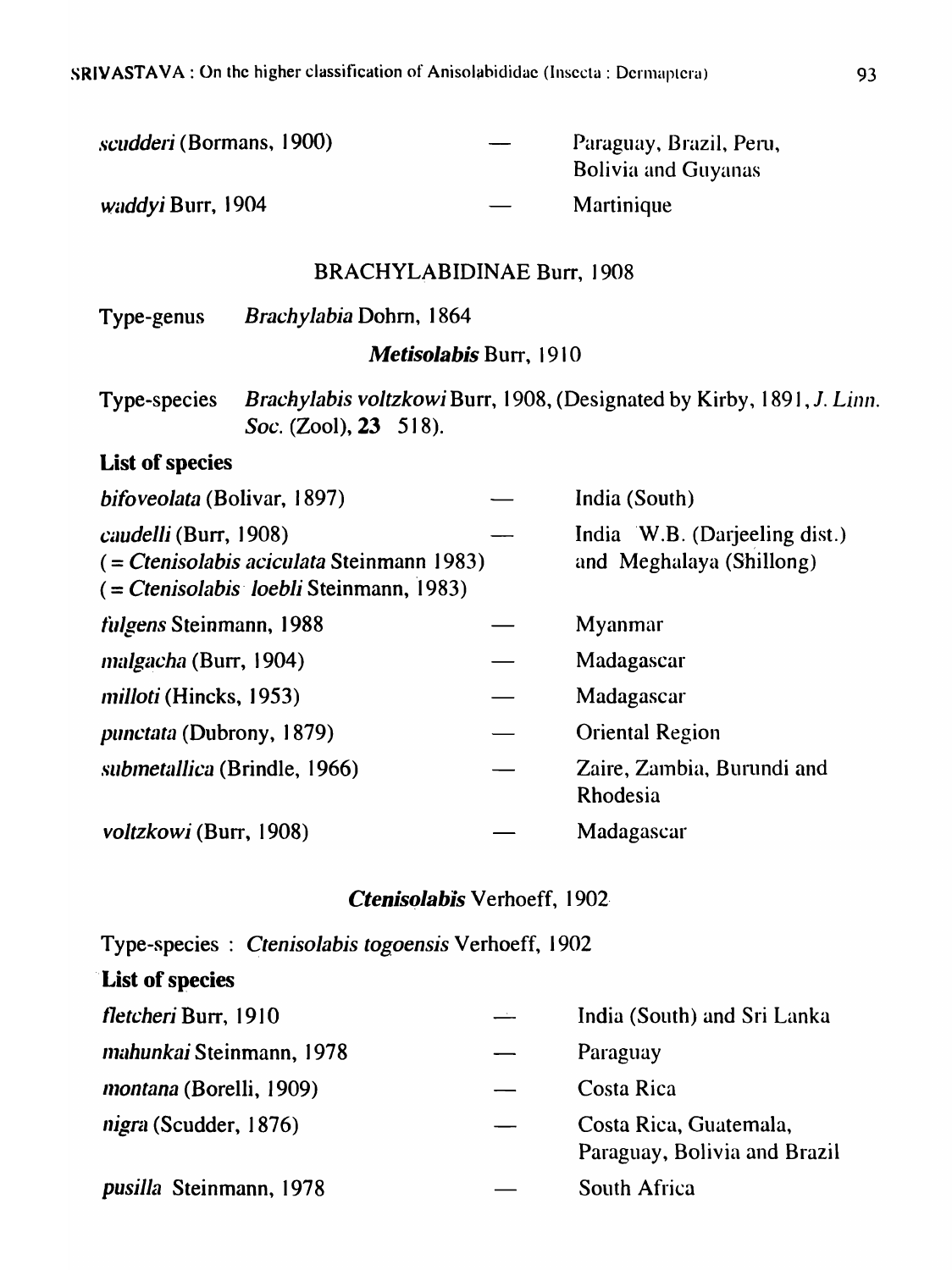*scudderi* (Bormans, 1900) — Paraguay, Brazil, Peru, Bolivia and Guyanas

*waddyi* Burr, 1904 — Martinique

## BRACHYLABIDINAE Burr, 1908

Type-genus *Brachylabia* Dohrn, 1864

### ***Metisolabis*** **Burr, 1910**

Type-species *Brachylabis voltzkowi* Burr, 1908, (Designated by Kirby, 1891, *J. Linn. Soc.* (Zool), **23** 518).

**List of species**

*bifoveolata* (Bolivar, 1897) — India (South)

*caudelli* (Burr, 1908) — India W.B. (Darjeeling dist.) and Meghalaya (Shillong)
(= *Ctenisolabis aciculata* Steinmann 1983)
(= *Ctenisolabis loebli* Steinmann, 1983)

*fulgens* Steinmann, 1988 — Myanmar

*malgacha* (Burr, 1904) — Madagascar

*milloti* (Hincks, 1953) — Madagascar

*punctata* (Dubrony, 1879) — Oriental Region

*submetallica* (Brindle, 1966) — Zaire, Zambia, Burundi and Rhodesia

*voltzkowi* (Burr, 1908) — Madagascar

### ***Ctenisolabis*** **Verhoeff, 1902**

Type-species : *Ctenisolabis togoensis* Verhoeff, 1902

**List of species**

*fletcheri* Burr, 1910 — India (South) and Sri Lanka

*mahunkai* Steinmann, 1978 — Paraguay

*montana* (Borelli, 1909) — Costa Rica

*nigra* (Scudder, 1876) — Costa Rica, Guatemala, Paraguay, Bolivia and Brazil

*pusilla* Steinmann, 1978 — South Africa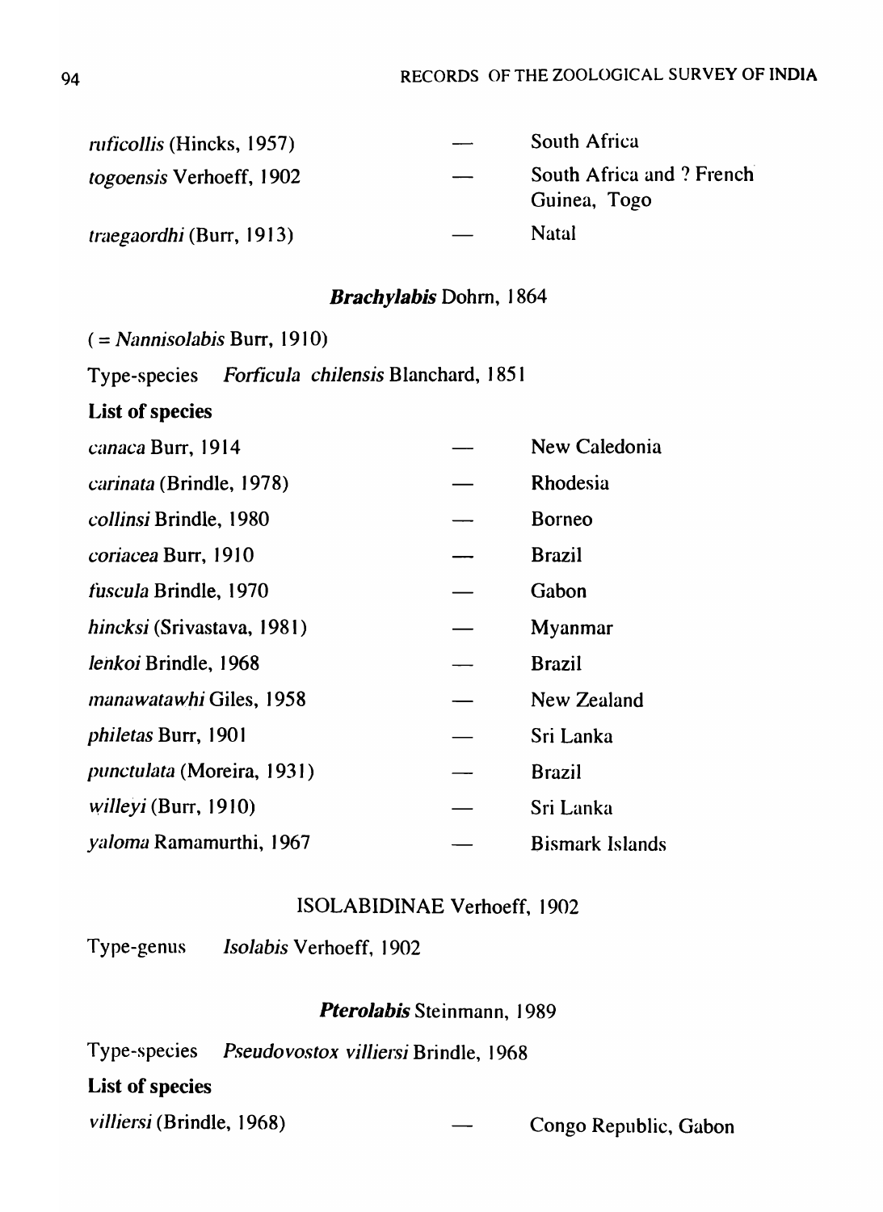| | | |
|---|---|---|
| *ruficollis* (Hincks, 1957) | — | South Africa |
| *togoensis* Verhoeff, 1902 | — | South Africa and ? French Guinea, Togo |
| *traegaordhi* (Burr, 1913) | — | Natal |

### *Brachylabis* Dohrn, 1864

( = *Nannisolabis* Burr, 1910)

Type-species *Forficula chilensis* Blanchard, 1851

**List of species**

| | | |
|---|---|---|
| *canaca* Burr, 1914 | — | New Caledonia |
| *carinata* (Brindle, 1978) | — | Rhodesia |
| *collinsi* Brindle, 1980 | — | Borneo |
| *coriacea* Burr, 1910 | — | Brazil |
| *fuscula* Brindle, 1970 | — | Gabon |
| *hincksi* (Srivastava, 1981) | — | Myanmar |
| *lenkoi* Brindle, 1968 | — | Brazil |
| *manawatawhi* Giles, 1958 | — | New Zealand |
| *philetas* Burr, 1901 | — | Sri Lanka |
| *punctulata* (Moreira, 1931) | — | Brazil |
| *willeyi* (Burr, 1910) | — | Sri Lanka |
| *yaloma* Ramamurthi, 1967 | — | Bismark Islands |

## ISOLABIDINAE Verhoeff, 1902

Type-genus *Isolabis* Verhoeff, 1902

### *Pterolabis* Steinmann, 1989

Type-species *Pseudovostox villiersi* Brindle, 1968

**List of species**

| | | |
|---|---|---|
| *villiersi* (Brindle, 1968) | — | Congo Republic, Gabon |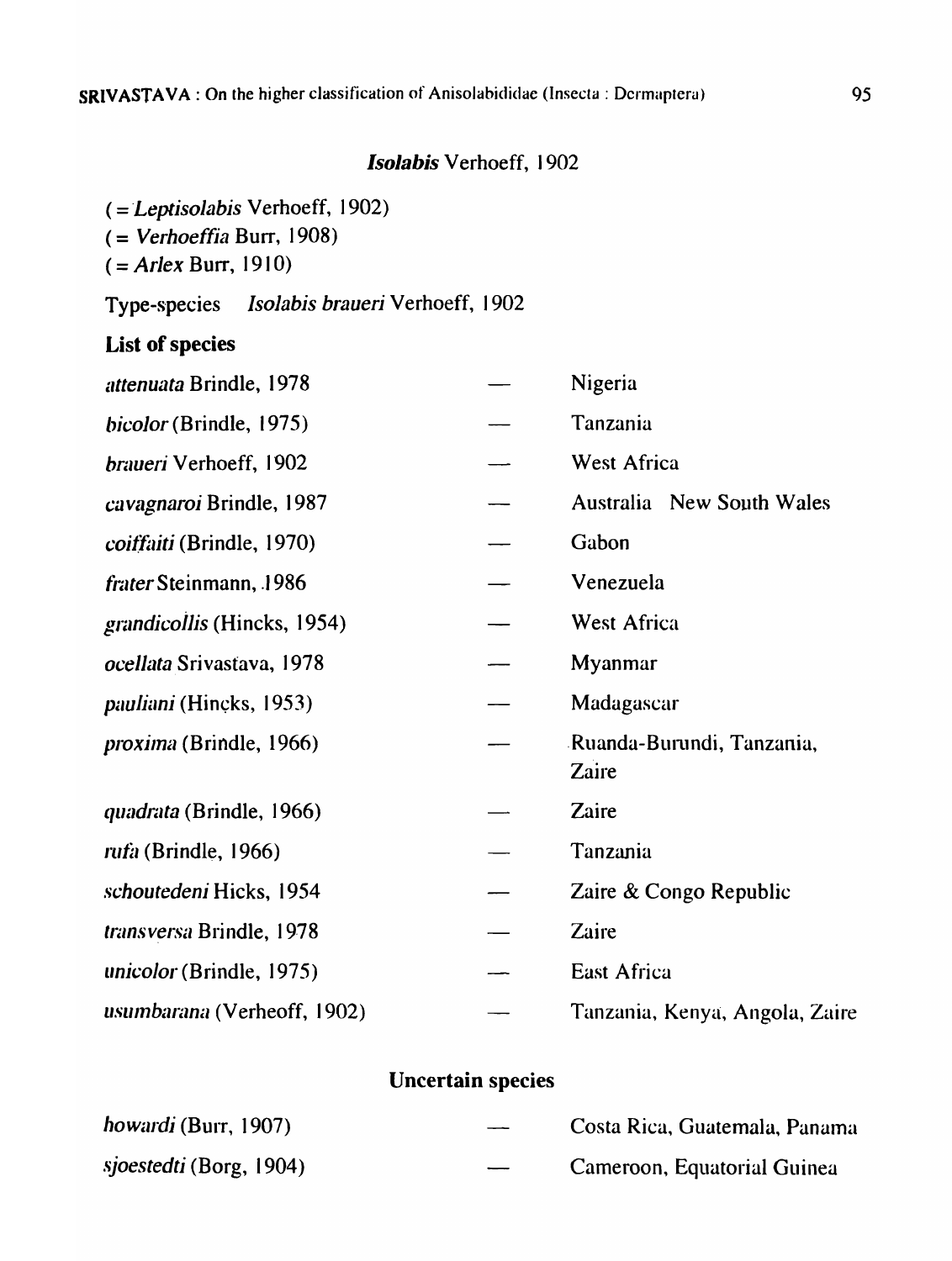### *Isolabis* Verhoeff, 1902

( = *Leptisolabis* Verhoeff, 1902)
( = *Verhoeffia* Burr, 1908)
( = *Arlex* Burr, 1910)

Type-species *Isolabis braueri* Verhoeff, 1902

**List of species**

| | | |
|---|---|---|
| *attenuata* Brindle, 1978 | — | Nigeria |
| *bicolor* (Brindle, 1975) | — | Tanzania |
| *braueri* Verhoeff, 1902 | — | West Africa |
| *cavagnaroi* Brindle, 1987 | — | Australia New South Wales |
| *coiffaiti* (Brindle, 1970) | — | Gabon |
| *frater* Steinmann, 1986 | — | Venezuela |
| *grandicollis* (Hincks, 1954) | — | West Africa |
| *ocellata* Srivastava, 1978 | — | Myanmar |
| *pauliani* (Hincks, 1953) | — | Madagascar |
| *proxima* (Brindle, 1966) | — | Ruanda-Burundi, Tanzania, Zaire |
| *quadrata* (Brindle, 1966) | — | Zaire |
| *rufa* (Brindle, 1966) | — | Tanzania |
| *schoutedeni* Hicks, 1954 | — | Zaire & Congo Republic |
| *transversa* Brindle, 1978 | — | Zaire |
| *unicolor* (Brindle, 1975) | — | East Africa |
| *usumbarana* (Verheoff, 1902) | — | Tanzania, Kenya, Angola, Zaire |

**Uncertain species**

| | | |
|---|---|---|
| *howardi* (Burr, 1907) | — | Costa Rica, Guatemala, Panama |
| *sjoestedti* (Borg, 1904) | — | Cameroon, Equatorial Guinea |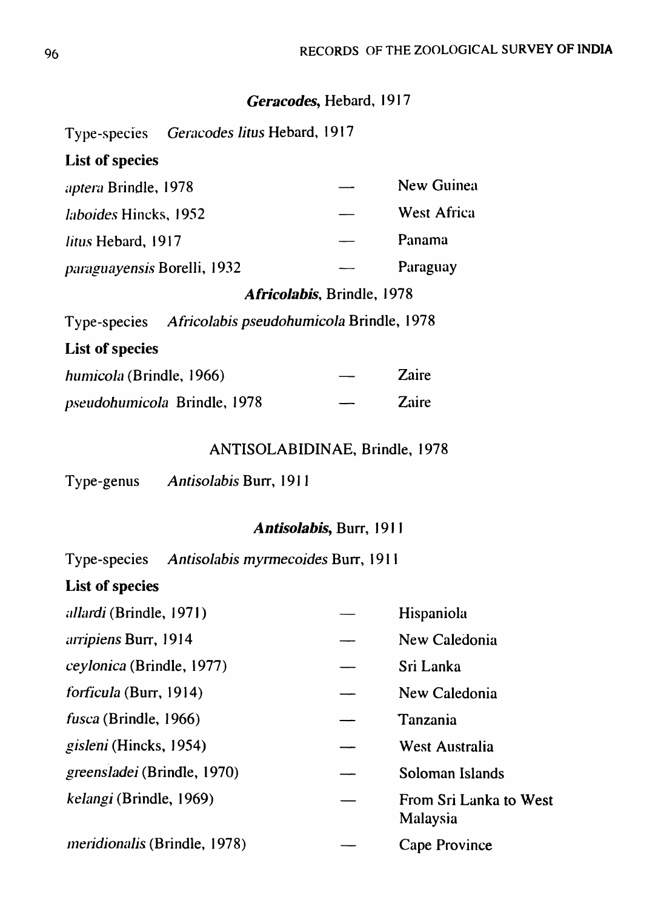### *Geracodes*, Hebard, 1917

Type-species *Geracodes litus* Hebard, 1917

**List of species**

*aptera* Brindle, 1978 — New Guinea

*laboides* Hincks, 1952 — West Africa

*litus* Hebard, 1917 — Panama

*paraguayensis* Borelli, 1932 — Paraguay

### *Africolabis*, Brindle, 1978

Type-species *Africolabis pseudohumicola* Brindle, 1978

**List of species**

*humicola* (Brindle, 1966) — Zaire

*pseudohumicola* Brindle, 1978 — Zaire

## ANTISOLABIDINAE, Brindle, 1978

Type-genus *Antisolabis* Burr, 1911

### *Antisolabis*, Burr, 1911

Type-species *Antisolabis myrmecoides* Burr, 1911

**List of species**

*allardi* (Brindle, 1971) — Hispaniola

*arripiens* Burr, 1914 — New Caledonia

*ceylonica* (Brindle, 1977) — Sri Lanka

*forficula* (Burr, 1914) — New Caledonia

*fusca* (Brindle, 1966) — Tanzania

*gisleni* (Hincks, 1954) — West Australia

*greensladei* (Brindle, 1970) — Soloman Islands

*kelangi* (Brindle, 1969) — From Sri Lanka to West Malaysia

*meridionalis* (Brindle, 1978) — Cape Province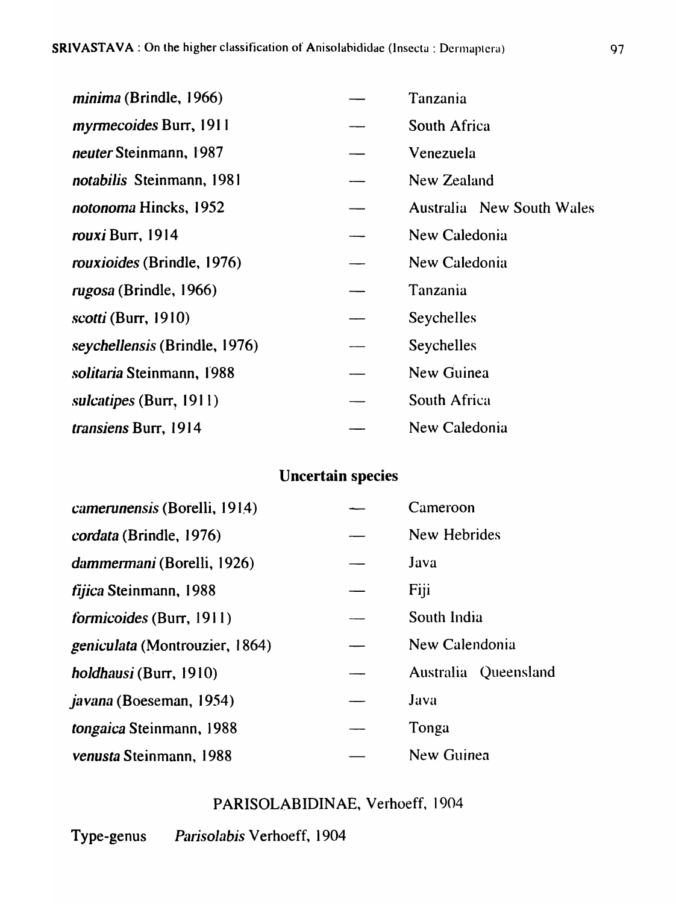*minima* (Brindle, 1966) — Tanzania

*myrmecoides* Burr, 1911 — South Africa

*neuter* Steinmann, 1987 — Venezuela

*notabilis* Steinmann, 1981 — New Zealand

*notonoma* Hincks, 1952 — Australia New South Wales

*rouxi* Burr, 1914 — New Caledonia

*rouxioides* (Brindle, 1976) — New Caledonia

*rugosa* (Brindle, 1966) — Tanzania

*scotti* (Burr, 1910) — Seychelles

*seychellensis* (Brindle, 1976) — Seychelles

*solitaria* Steinmann, 1988 — New Guinea

*sulcatipes* (Burr, 1911) — South Africa

*transiens* Burr, 1914 — New Caledonia

### Uncertain species

*camerunensis* (Borelli, 1914) — Cameroon

*cordata* (Brindle, 1976) — New Hebrides

*dammermani* (Borelli, 1926) — Java

*fijica* Steinmann, 1988 — Fiji

*formicoides* (Burr, 1911) — South India

*geniculata* (Montrouzier, 1864) — New Calendonia

*holdhausi* (Burr, 1910) — Australia Queensland

*javana* (Boeseman, 1954) — Java

*tongaica* Steinmann, 1988 — Tonga

*venusta* Steinmann, 1988 — New Guinea

## PARISOLABIDINAE, Verhoeff, 1904

Type-genus *Parisolabis* Verhoeff, 1904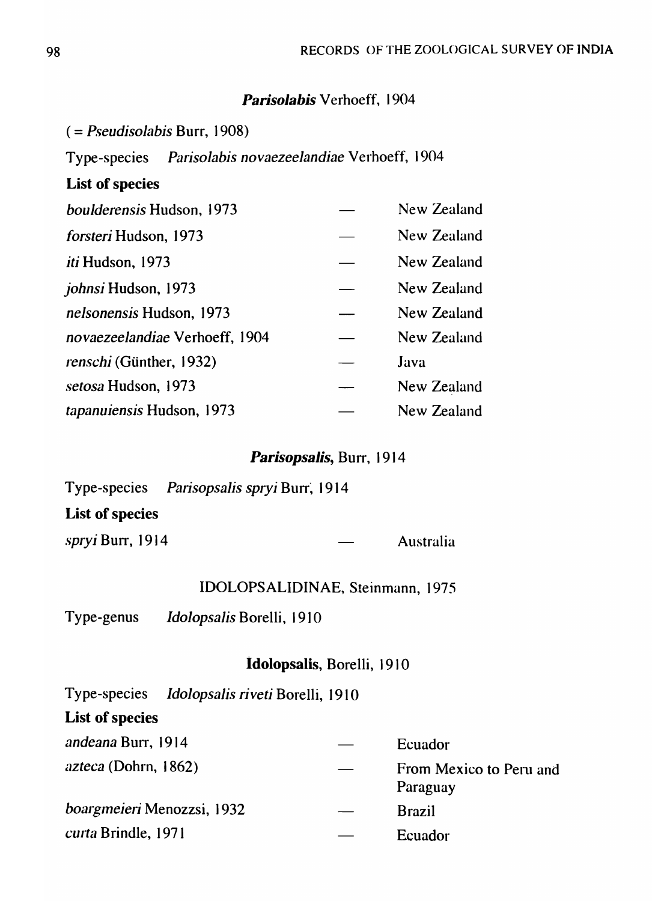### ***Parisolabis*** Verhoeff, 1904

( = *Pseudisolabis* Burr, 1908)

Type-species *Parisolabis novaezeelandiae* Verhoeff, 1904

**List of species**

*boulderensis* Hudson, 1973 — New Zealand

*forsteri* Hudson, 1973 — New Zealand

*iti* Hudson, 1973 — New Zealand

*johnsi* Hudson, 1973 — New Zealand

*nelsonensis* Hudson, 1973 — New Zealand

*novaezeelandiae* Verhoeff, 1904 — New Zealand

*renschi* (Günther, 1932) — Java

*setosa* Hudson, 1973 — New Zealand

*tapanuiensis* Hudson, 1973 — New Zealand

### ***Parisopsalis***, Burr, 1914

Type-species *Parisopsalis spryi* Burr, 1914

**List of species**

*spryi* Burr, 1914 — Australia

## IDOLOPSALIDINAE, Steinmann, 1975

Type-genus *Idolopsalis* Borelli, 1910

### **Idolopsalis**, Borelli, 1910

Type-species *Idolopsalis riveti* Borelli, 1910

**List of species**

*andeana* Burr, 1914 — Ecuador

*azteca* (Dohrn, 1862) — From Mexico to Peru and Paraguay

*boargmeieri* Menozzsi, 1932 — Brazil

*curta* Brindle, 1971 — Ecuador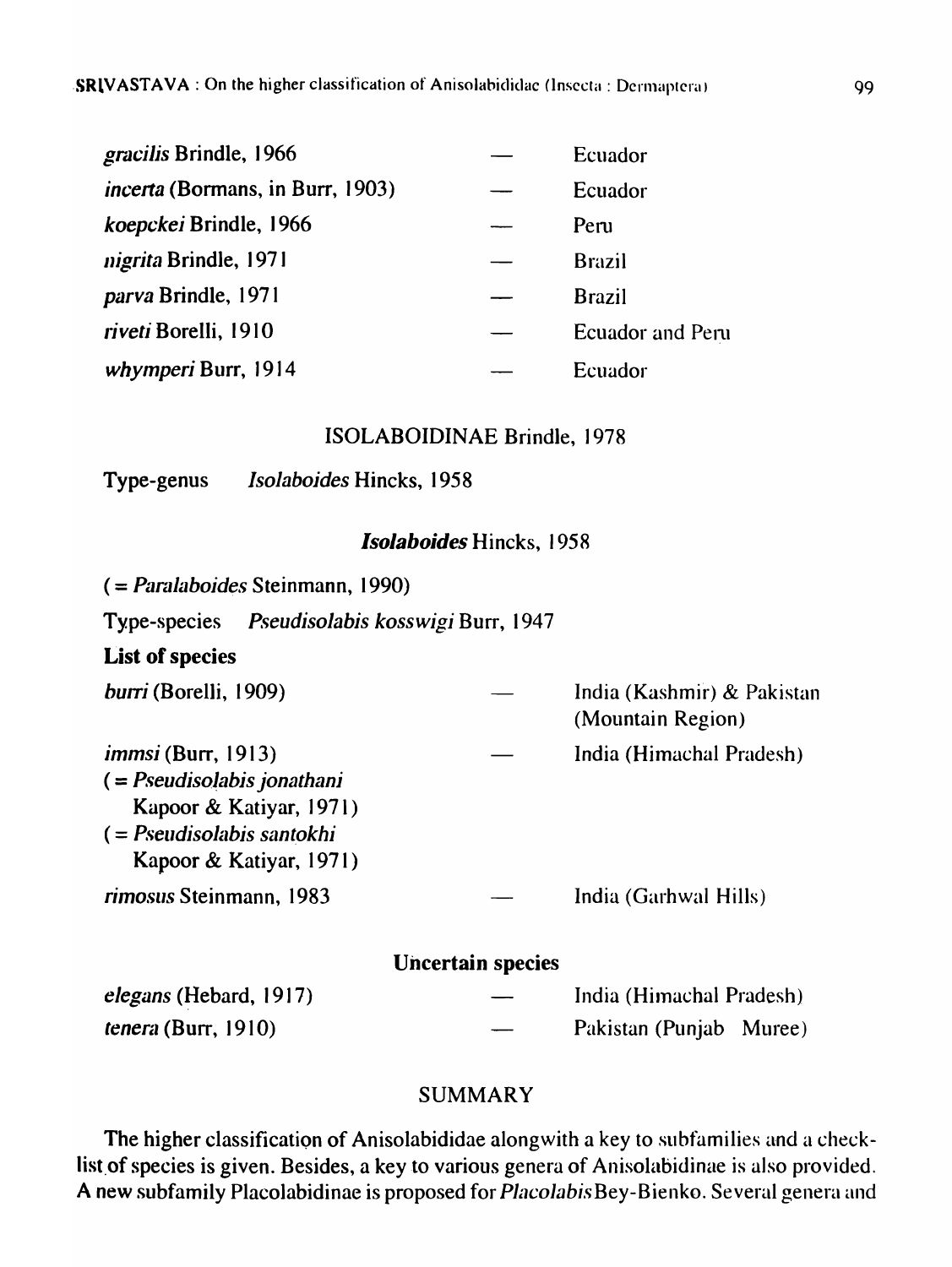| | | |
|---|---|---|
| *gracilis* Brindle, 1966 | — | Ecuador |
| *incerta* (Bormans, in Burr, 1903) | — | Ecuador |
| *koepckei* Brindle, 1966 | — | Peru |
| *nigrita* Brindle, 1971 | — | Brazil |
| *parva* Brindle, 1971 | — | Brazil |
| *riveti* Borelli, 1910 | — | Ecuador and Peru |
| *whymperi* Burr, 1914 | — | Ecuador |

### ISOLABOIDINAE Brindle, 1978

Type-genus *Isolaboides* Hincks, 1958

#### *Isolaboides* Hincks, 1958

( = *Paralaboides* Steinmann, 1990)

Type-species *Pseudisolabis kosswigi* Burr, 1947

**List of species**

| | | |
|---|---|---|
| *burri* (Borelli, 1909) | — | India (Kashmir) & Pakistan (Mountain Region) |
| *immsi* (Burr, 1913) ( = *Pseudisolabis jonathani* Kapoor & Katiyar, 1971) ( = *Pseudisolabis santokhi* Kapoor & Katiyar, 1971) | — | India (Himachal Pradesh) |
| *rimosus* Steinmann, 1983 | — | India (Garhwal Hills) |

**Uncertain species**

| | | |
|---|---|---|
| *elegans* (Hebard, 1917) | — | India (Himachal Pradesh) |
| *tenera* (Burr, 1910) | — | Pakistan (Punjab Muree) |

### SUMMARY

The higher classification of Anisolabididae alongwith a key to subfamilies and a check-list of species is given. Besides, a key to various genera of Anisolabidinae is also provided. A new subfamily Placolabidinae is proposed for *Placolabis* Bey-Bienko. Several genera and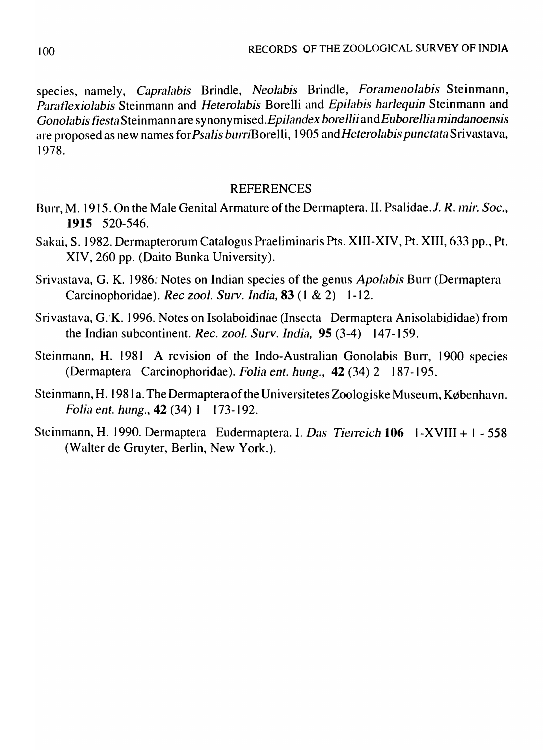species, namely, *Capralabis* Brindle, *Neolabis* Brindle, *Foramenolabis* Steinmann, *Paraflexiolabis* Steinmann and *Heterolabis* Borelli and *Epilabis harlequin* Steinmann and *Gonolabis fiesta* Steinmann are synonymised. *Epilandex borellii* and *Euborellia mindanoensis* are proposed as new names for *Psalis burri* Borelli, 1905 and *Heterolabis punctata* Srivastava, 1978.

## REFERENCES

Burr, M. 1915. On the Male Genital Armature of the Dermaptera. II. Psalidae. *J. R. mir. Soc.*, **1915** 520-546.

Sakai, S. 1982. Dermapterorum Catalogus Praeliminaris Pts. XIII-XIV, Pt. XIII, 633 pp., Pt. XIV, 260 pp. (Daito Bunka University).

Srivastava, G. K. 1986. Notes on Indian species of the genus *Apolabis* Burr (Dermaptera Carcinophoridae). *Rec zool. Surv. India*, **83** (1 & 2) 1-12.

Srivastava, G. K. 1996. Notes on Isolaboidinae (Insecta Dermaptera Anisolabididae) from the Indian subcontinent. *Rec. zool. Surv. India*, **95** (3-4) 147-159.

Steinmann, H. 1981 A revision of the Indo-Australian Gonolabis Burr, 1900 species (Dermaptera Carcinophoridae). *Folia ent. hung.*, **42** (34) 2 187-195.

Steinmann, H. 1981a. The Dermaptera of the Universitetes Zoologiske Museum, København. *Folia ent. hung.*, **42** (34) 1 173-192.

Steinmann, H. 1990. Dermaptera Eudermaptera. I. *Das Tierreich* **106** 1-XVIII + 1 - 558 (Walter de Gruyter, Berlin, New York.).